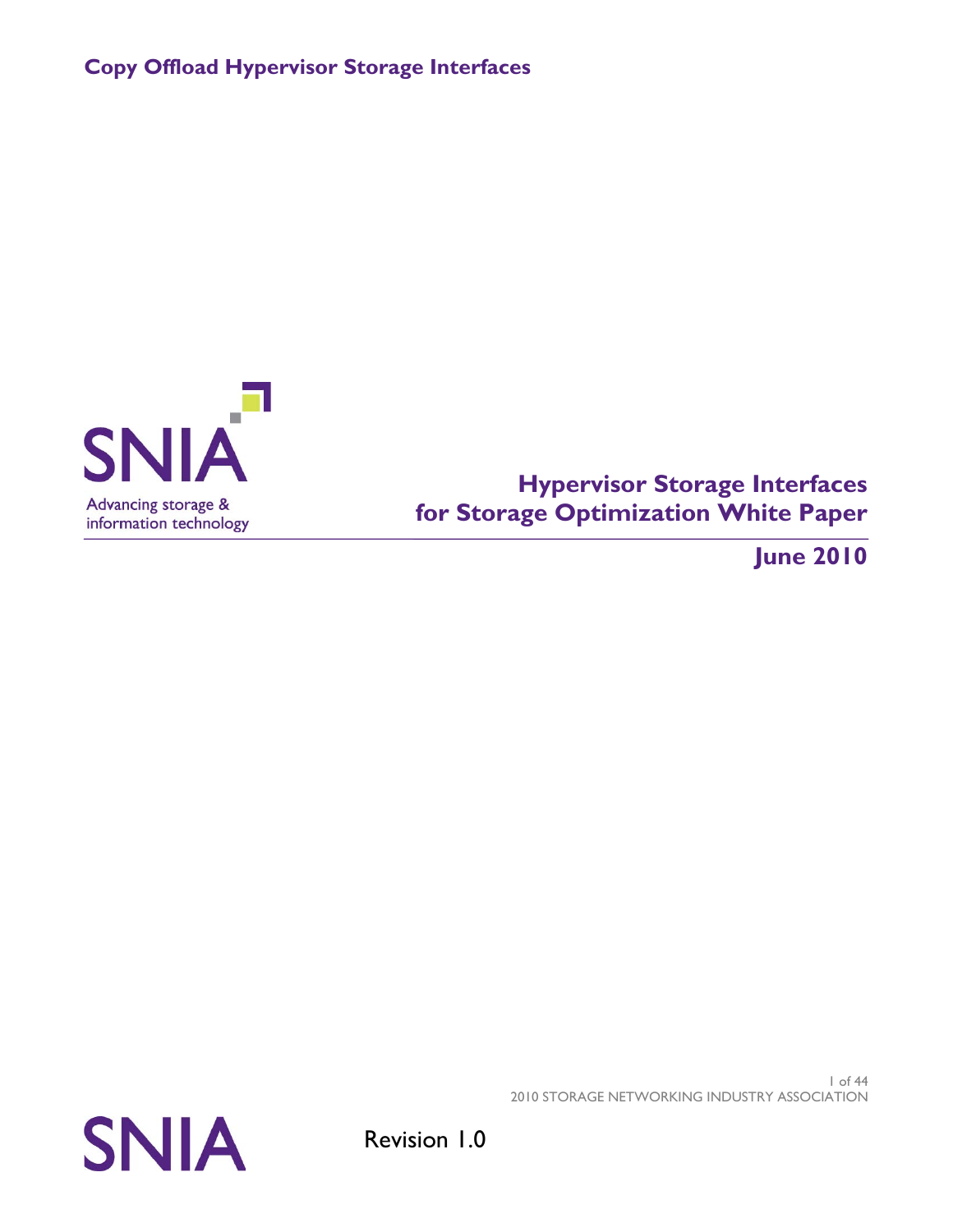# Copy Offload Hypervisor Storage Interfaces

SNIA

Advancing storage & information technology

# Hypervisor Storage Interfaces for Storage Optimization White Paper

**June 2010**

2010 STORAGE NETWORKING INDUSTRY ASSOCIATION

SNIA

Revision 1.0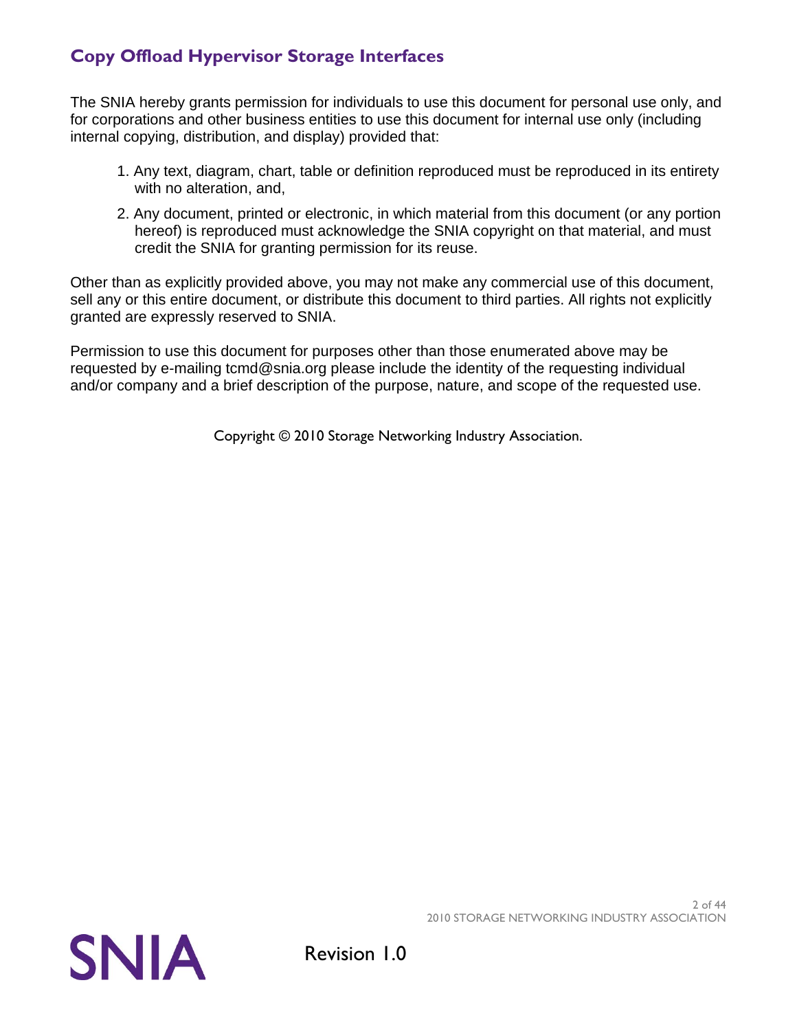The SNIA hereby grants permission for individuals to use this document for personal use only, and for corporations and other business entities to use this document for internal use only (including internal copying, distribution, and display) provided that:

1. Any text, diagram, chart, table or definition reproduced must be reproduced in its entirety with no alteration, and,
2. Any document, printed or electronic, in which material from this document (or any portion hereof) is reproduced must acknowledge the SNIA copyright on that material, and must credit the SNIA for granting permission for its reuse.

Other than as explicitly provided above, you may not make any commercial use of this document, sell any or this entire document, or distribute this document to third parties. All rights not explicitly granted are expressly reserved to SNIA.

Permission to use this document for purposes other than those enumerated above may be requested by e-mailing tcmd@snia.org please include the identity of the requesting individual and/or company and a brief description of the purpose, nature, and scope of the requested use.

Copyright © 2010 Storage Networking Industry Association.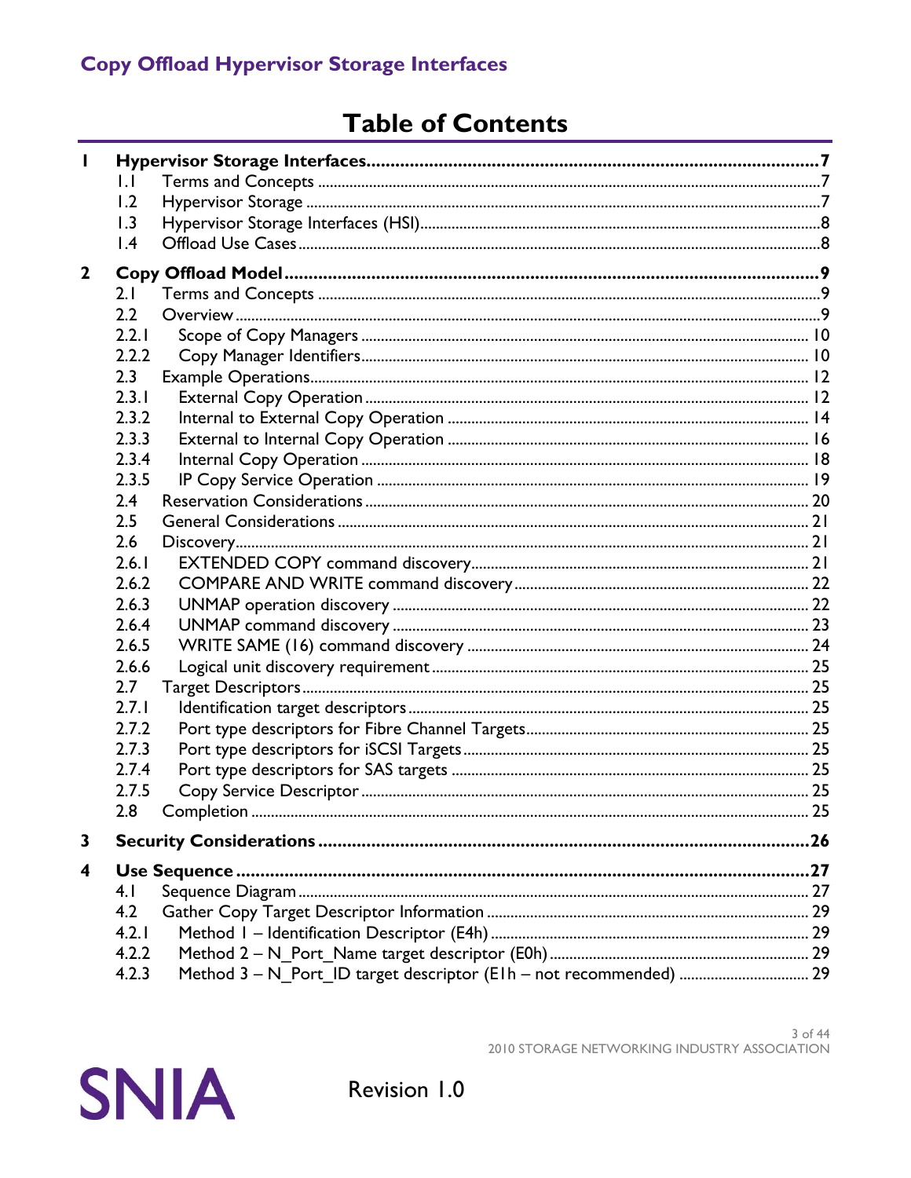# Table of Contents

**1 Hypervisor Storage Interfaces ........ 7**
- 1.1 Terms and Concepts ........ 7
- 1.2 Hypervisor Storage ........ 7
- 1.3 Hypervisor Storage Interfaces (HSI) ........ 8
- 1.4 Offload Use Cases ........ 8

**2 Copy Offload Model ........ 9**
- 2.1 Terms and Concepts ........ 9
- 2.2 Overview ........ 9
- 2.2.1 Scope of Copy Managers ........ 10
- 2.2.2 Copy Manager Identifiers ........ 10
- 2.3 Example Operations ........ 12
- 2.3.1 External Copy Operation ........ 12
- 2.3.2 Internal to External Copy Operation ........ 14
- 2.3.3 External to Internal Copy Operation ........ 16
- 2.3.4 Internal Copy Operation ........ 18
- 2.3.5 IP Copy Service Operation ........ 19
- 2.4 Reservation Considerations ........ 20
- 2.5 General Considerations ........ 21
- 2.6 Discovery ........ 21
- 2.6.1 EXTENDED COPY command discovery ........ 21
- 2.6.2 COMPARE AND WRITE command discovery ........ 22
- 2.6.3 UNMAP operation discovery ........ 22
- 2.6.4 UNMAP command discovery ........ 23
- 2.6.5 WRITE SAME (16) command discovery ........ 24
- 2.6.6 Logical unit discovery requirement ........ 25
- 2.7 Target Descriptors ........ 25
- 2.7.1 Identification target descriptors ........ 25
- 2.7.2 Port type descriptors for Fibre Channel Targets ........ 25
- 2.7.3 Port type descriptors for iSCSI Targets ........ 25
- 2.7.4 Port type descriptors for SAS targets ........ 25
- 2.7.5 Copy Service Descriptor ........ 25
- 2.8 Completion ........ 25

**3 Security Considerations ........ 26**

**4 Use Sequence ........ 27**
- 4.1 Sequence Diagram ........ 27
- 4.2 Gather Copy Target Descriptor Information ........ 29
- 4.2.1 Method 1 – Identification Descriptor (E4h) ........ 29
- 4.2.2 Method 2 – N_Port_Name target descriptor (E0h) ........ 29
- 4.2.3 Method 3 – N_Port_ID target descriptor (E1h – not recommended) ........ 29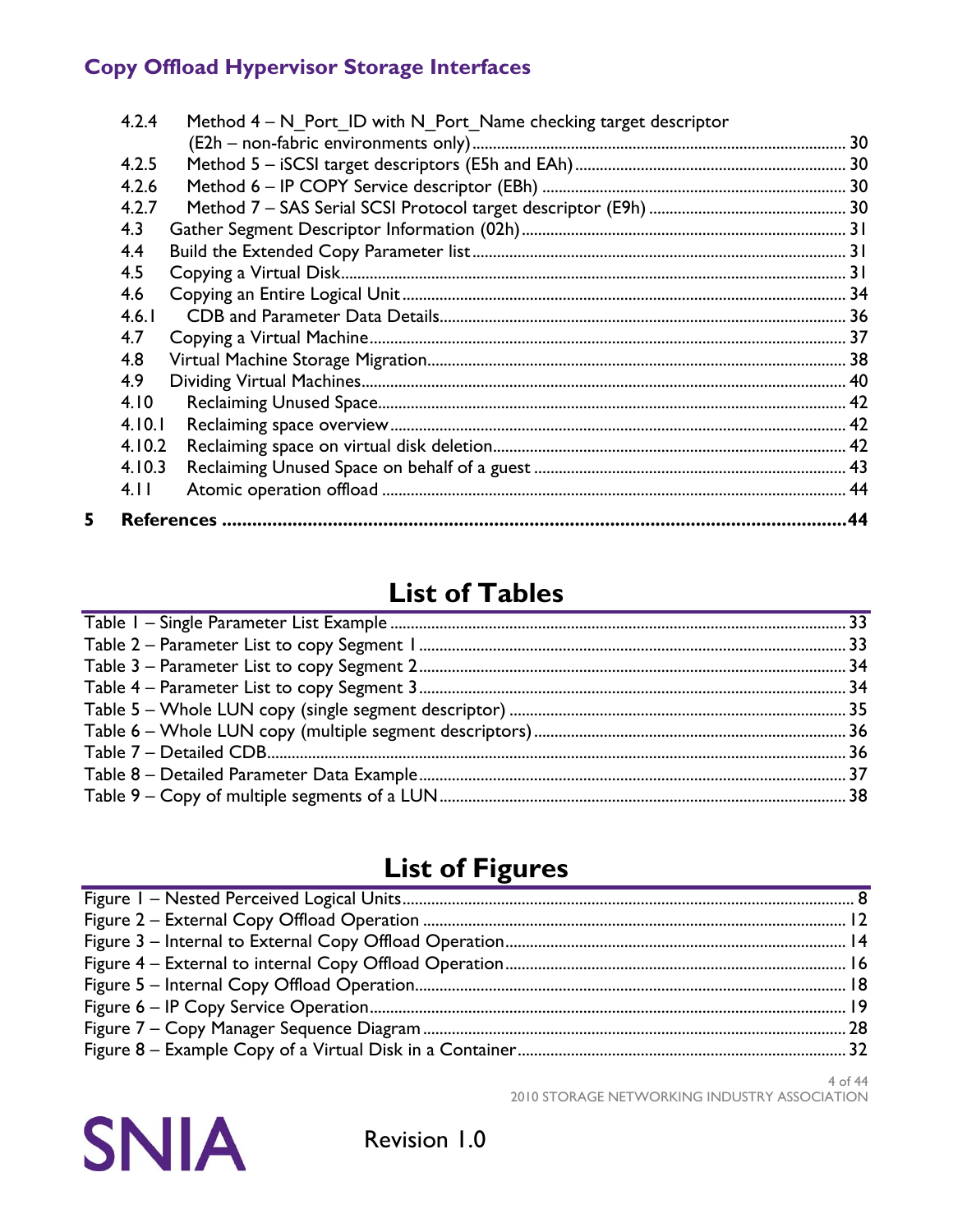4.2.4 Method 4 – N_Port_ID with N_Port_Name checking target descriptor (E2h – non-fabric environments only) .......... 30
4.2.5 Method 5 – iSCSI target descriptors (E5h and EAh) .......... 30
4.2.6 Method 6 – IP COPY Service descriptor (EBh) .......... 30
4.2.7 Method 7 – SAS Serial SCSI Protocol target descriptor (E9h) .......... 30
4.3 Gather Segment Descriptor Information (02h) .......... 31
4.4 Build the Extended Copy Parameter list .......... 31
4.5 Copying a Virtual Disk .......... 31
4.6 Copying an Entire Logical Unit .......... 34
4.6.1 CDB and Parameter Data Details .......... 36
4.7 Copying a Virtual Machine .......... 37
4.8 Virtual Machine Storage Migration .......... 38
4.9 Dividing Virtual Machines .......... 40
4.10 Reclaiming Unused Space .......... 42
4.10.1 Reclaiming space overview .......... 42
4.10.2 Reclaiming space on virtual disk deletion .......... 42
4.10.3 Reclaiming Unused Space on behalf of a guest .......... 43
4.11 Atomic operation offload .......... 44

**5 References .......... 44**

# List of Tables

Table 1 – Single Parameter List Example .......... 33
Table 2 – Parameter List to copy Segment 1 .......... 33
Table 3 – Parameter List to copy Segment 2 .......... 34
Table 4 – Parameter List to copy Segment 3 .......... 34
Table 5 – Whole LUN copy (single segment descriptor) .......... 35
Table 6 – Whole LUN copy (multiple segment descriptors) .......... 36
Table 7 – Detailed CDB .......... 36
Table 8 – Detailed Parameter Data Example .......... 37
Table 9 – Copy of multiple segments of a LUN .......... 38

# List of Figures

Figure 1 – Nested Perceived Logical Units .......... 8
Figure 2 – External Copy Offload Operation .......... 12
Figure 3 – Internal to External Copy Offload Operation .......... 14
Figure 4 – External to internal Copy Offload Operation .......... 16
Figure 5 – Internal Copy Offload Operation .......... 18
Figure 6 – IP Copy Service Operation .......... 19
Figure 7 – Copy Manager Sequence Diagram .......... 28
Figure 8 – Example Copy of a Virtual Disk in a Container .......... 32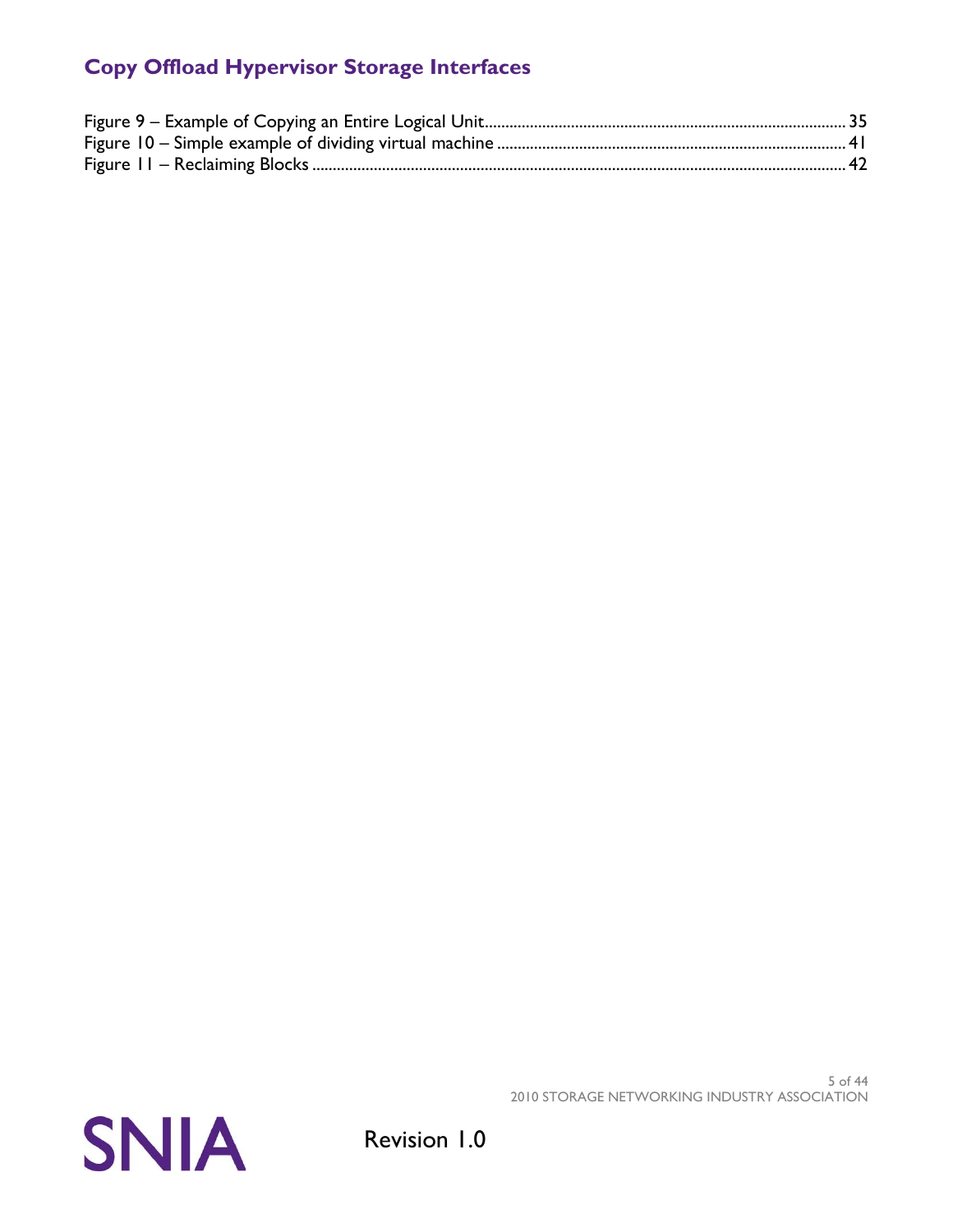Figure 9 – Example of Copying an Entire Logical Unit ........................................................................................ 35
Figure 10 – Simple example of dividing virtual machine ..................................................................................... 41
Figure 11 – Reclaiming Blocks ................................................................................................................................ 42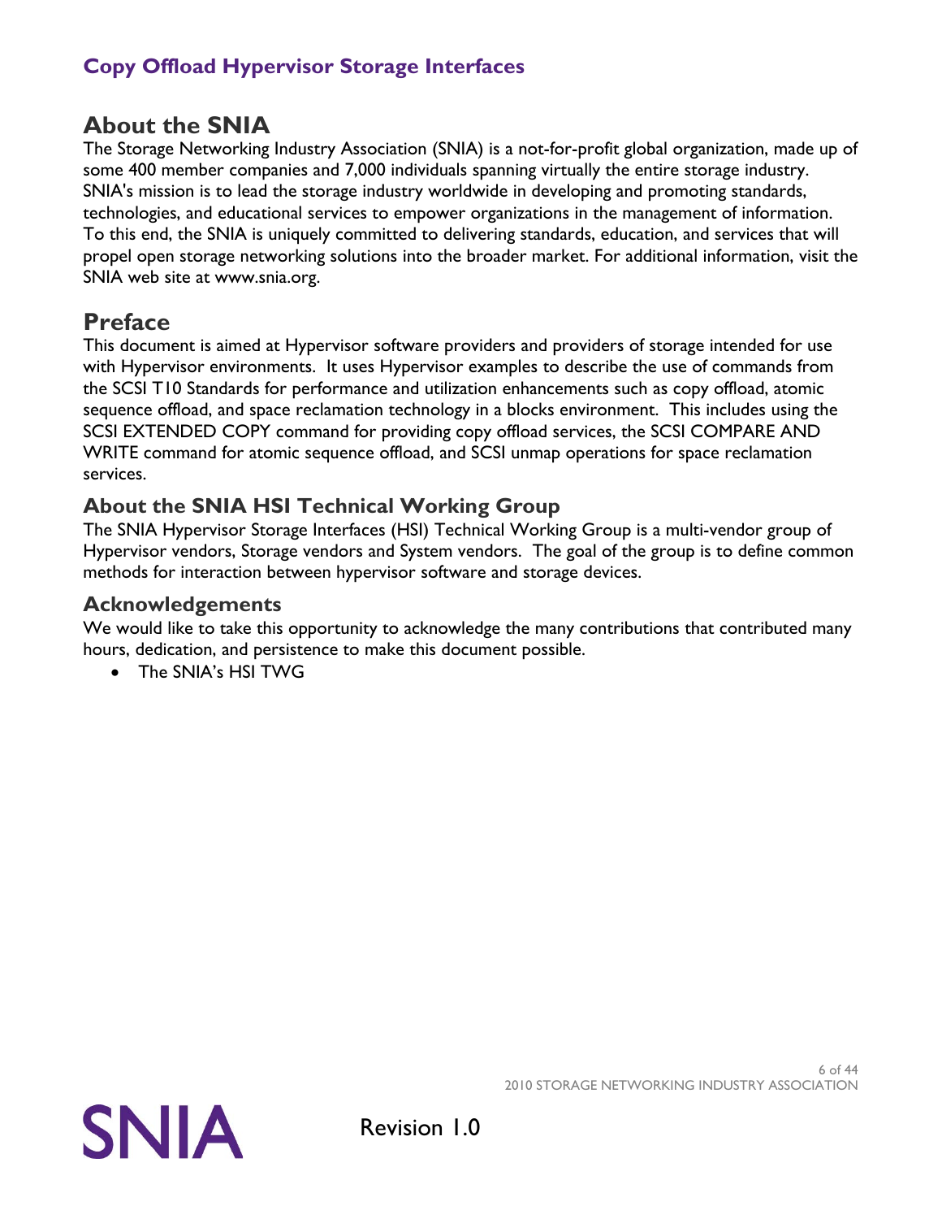# About the SNIA

The Storage Networking Industry Association (SNIA) is a not-for-profit global organization, made up of some 400 member companies and 7,000 individuals spanning virtually the entire storage industry. SNIA's mission is to lead the storage industry worldwide in developing and promoting standards, technologies, and educational services to empower organizations in the management of information. To this end, the SNIA is uniquely committed to delivering standards, education, and services that will propel open storage networking solutions into the broader market. For additional information, visit the SNIA web site at www.snia.org.

# Preface

This document is aimed at Hypervisor software providers and providers of storage intended for use with Hypervisor environments. It uses Hypervisor examples to describe the use of commands from the SCSI T10 Standards for performance and utilization enhancements such as copy offload, atomic sequence offload, and space reclamation technology in a blocks environment. This includes using the SCSI EXTENDED COPY command for providing copy offload services, the SCSI COMPARE AND WRITE command for atomic sequence offload, and SCSI unmap operations for space reclamation services.

## About the SNIA HSI Technical Working Group

The SNIA Hypervisor Storage Interfaces (HSI) Technical Working Group is a multi-vendor group of Hypervisor vendors, Storage vendors and System vendors. The goal of the group is to define common methods for interaction between hypervisor software and storage devices.

## Acknowledgements

We would like to take this opportunity to acknowledge the many contributions that contributed many hours, dedication, and persistence to make this document possible.

- The SNIA's HSI TWG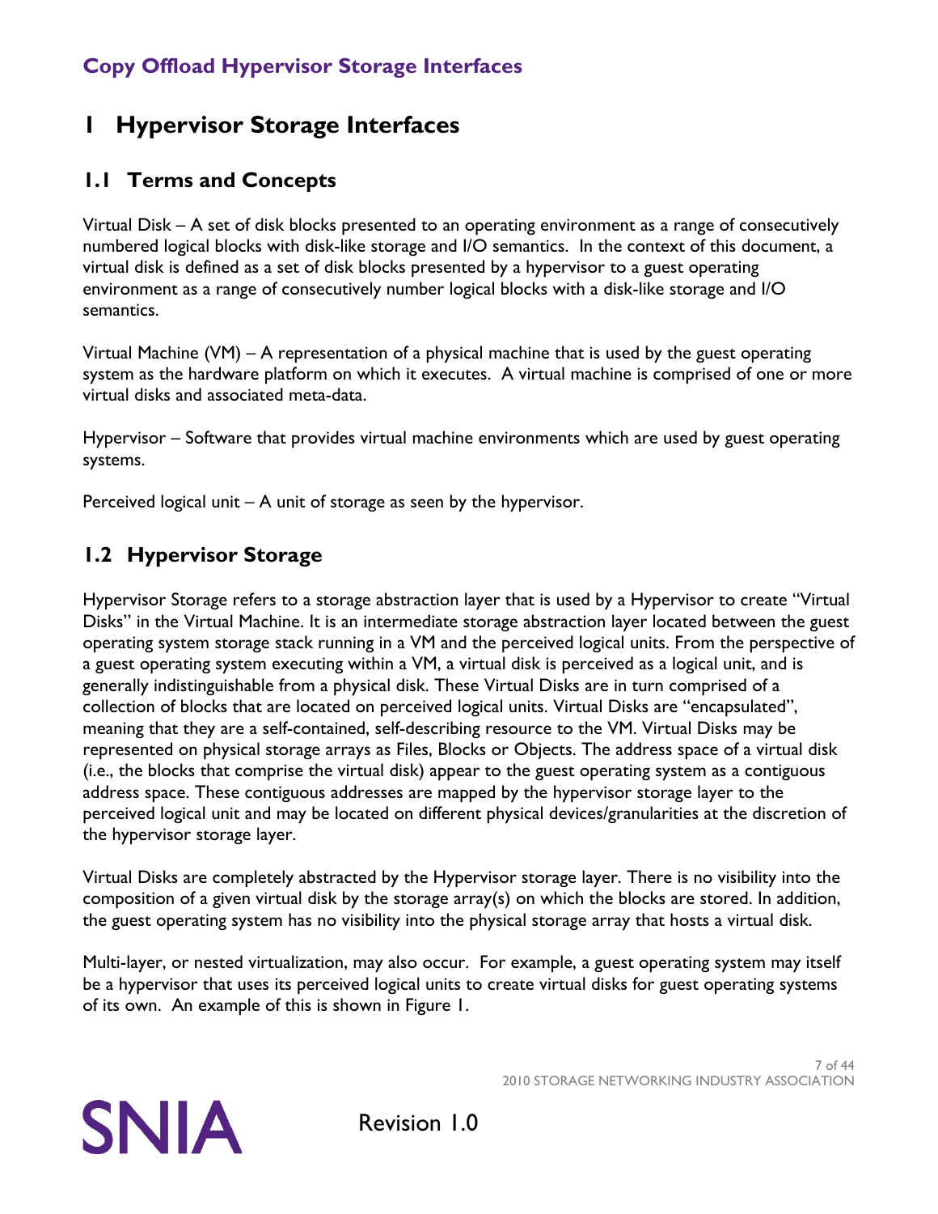# 1 Hypervisor Storage Interfaces

## 1.1 Terms and Concepts

Virtual Disk – A set of disk blocks presented to an operating environment as a range of consecutively numbered logical blocks with disk-like storage and I/O semantics. In the context of this document, a virtual disk is defined as a set of disk blocks presented by a hypervisor to a guest operating environment as a range of consecutively number logical blocks with a disk-like storage and I/O semantics.

Virtual Machine (VM) – A representation of a physical machine that is used by the guest operating system as the hardware platform on which it executes. A virtual machine is comprised of one or more virtual disks and associated meta-data.

Hypervisor – Software that provides virtual machine environments which are used by guest operating systems.

Perceived logical unit – A unit of storage as seen by the hypervisor.

## 1.2 Hypervisor Storage

Hypervisor Storage refers to a storage abstraction layer that is used by a Hypervisor to create "Virtual Disks" in the Virtual Machine. It is an intermediate storage abstraction layer located between the guest operating system storage stack running in a VM and the perceived logical units. From the perspective of a guest operating system executing within a VM, a virtual disk is perceived as a logical unit, and is generally indistinguishable from a physical disk. These Virtual Disks are in turn comprised of a collection of blocks that are located on perceived logical units. Virtual Disks are "encapsulated", meaning that they are a self-contained, self-describing resource to the VM. Virtual Disks may be represented on physical storage arrays as Files, Blocks or Objects. The address space of a virtual disk (i.e., the blocks that comprise the virtual disk) appear to the guest operating system as a contiguous address space. These contiguous addresses are mapped by the hypervisor storage layer to the perceived logical unit and may be located on different physical devices/granularities at the discretion of the hypervisor storage layer.

Virtual Disks are completely abstracted by the Hypervisor storage layer. There is no visibility into the composition of a given virtual disk by the storage array(s) on which the blocks are stored. In addition, the guest operating system has no visibility into the physical storage array that hosts a virtual disk.

Multi-layer, or nested virtualization, may also occur. For example, a guest operating system may itself be a hypervisor that uses its perceived logical units to create virtual disks for guest operating systems of its own. An example of this is shown in Figure 1.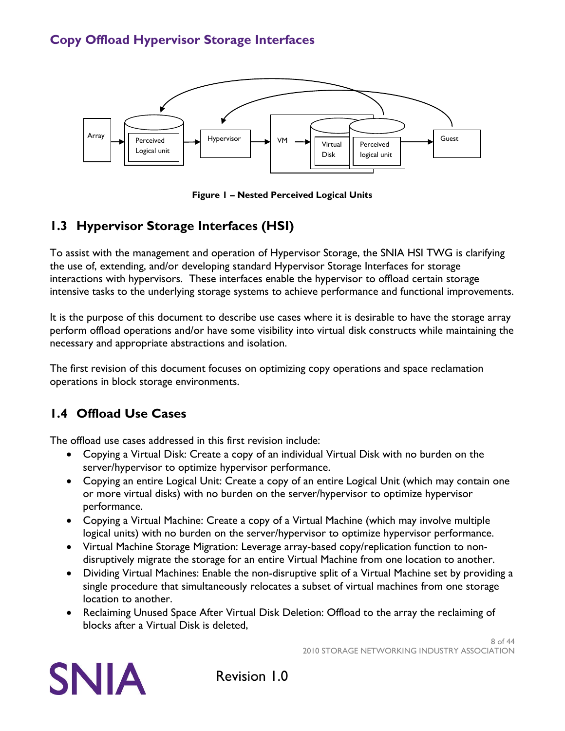Figure 1 – Nested Perceived Logical Units

## 1.3 Hypervisor Storage Interfaces (HSI)

To assist with the management and operation of Hypervisor Storage, the SNIA HSI TWG is clarifying the use of, extending, and/or developing standard Hypervisor Storage Interfaces for storage interactions with hypervisors. These interfaces enable the hypervisor to offload certain storage intensive tasks to the underlying storage systems to achieve performance and functional improvements.

It is the purpose of this document to describe use cases where it is desirable to have the storage array perform offload operations and/or have some visibility into virtual disk constructs while maintaining the necessary and appropriate abstractions and isolation.

The first revision of this document focuses on optimizing copy operations and space reclamation operations in block storage environments.

## 1.4 Offload Use Cases

The offload use cases addressed in this first revision include:

- Copying a Virtual Disk: Create a copy of an individual Virtual Disk with no burden on the server/hypervisor to optimize hypervisor performance.
- Copying an entire Logical Unit: Create a copy of an entire Logical Unit (which may contain one or more virtual disks) with no burden on the server/hypervisor to optimize hypervisor performance.
- Copying a Virtual Machine: Create a copy of a Virtual Machine (which may involve multiple logical units) with no burden on the server/hypervisor to optimize hypervisor performance.
- Virtual Machine Storage Migration: Leverage array-based copy/replication function to non-disruptively migrate the storage for an entire Virtual Machine from one location to another.
- Dividing Virtual Machines: Enable the non-disruptive split of a Virtual Machine set by providing a single procedure that simultaneously relocates a subset of virtual machines from one storage location to another.
- Reclaiming Unused Space After Virtual Disk Deletion: Offload to the array the reclaiming of blocks after a Virtual Disk is deleted,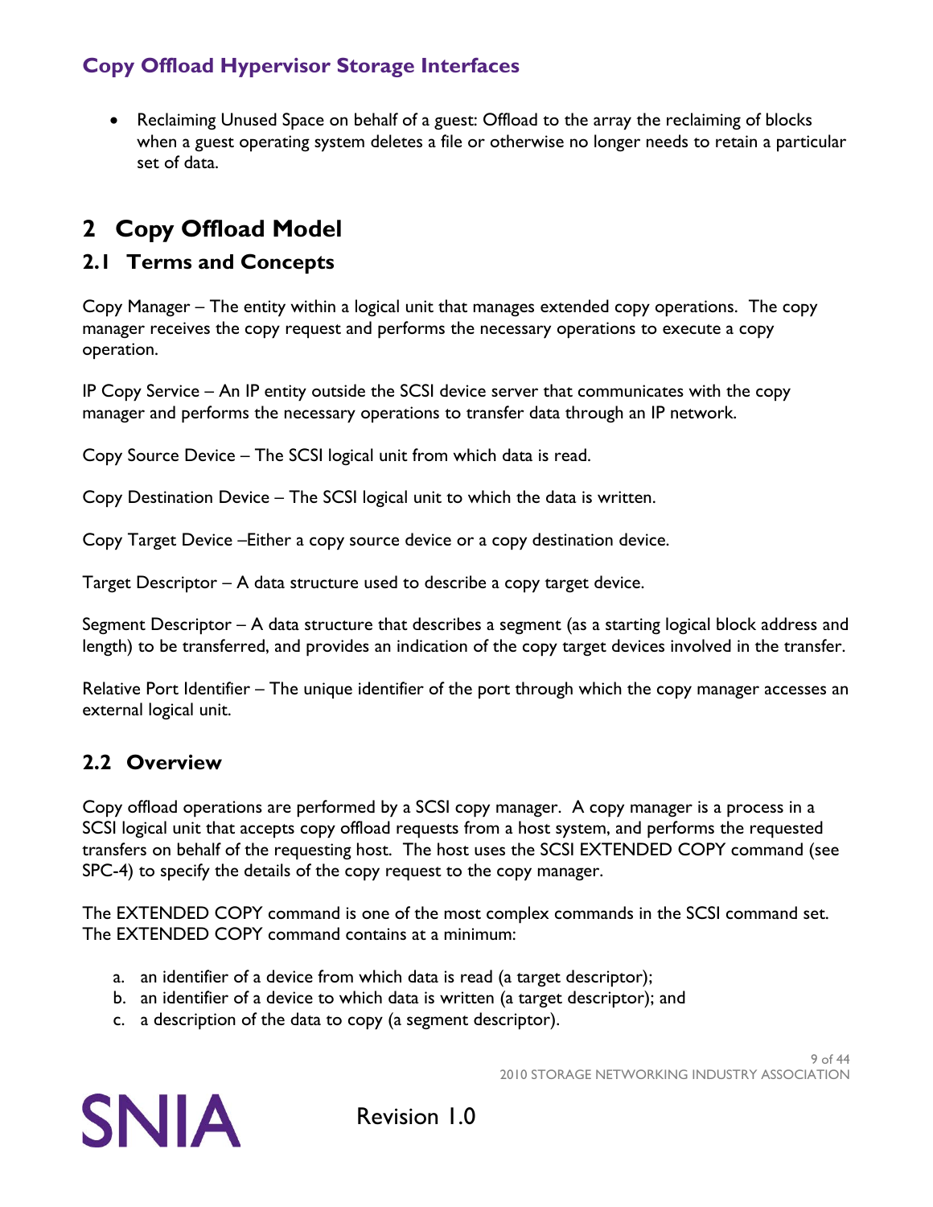- Reclaiming Unused Space on behalf of a guest: Offload to the array the reclaiming of blocks when a guest operating system deletes a file or otherwise no longer needs to retain a particular set of data.

# 2 Copy Offload Model

## 2.1 Terms and Concepts

Copy Manager – The entity within a logical unit that manages extended copy operations. The copy manager receives the copy request and performs the necessary operations to execute a copy operation.

IP Copy Service – An IP entity outside the SCSI device server that communicates with the copy manager and performs the necessary operations to transfer data through an IP network.

Copy Source Device – The SCSI logical unit from which data is read.

Copy Destination Device – The SCSI logical unit to which the data is written.

Copy Target Device –Either a copy source device or a copy destination device.

Target Descriptor – A data structure used to describe a copy target device.

Segment Descriptor – A data structure that describes a segment (as a starting logical block address and length) to be transferred, and provides an indication of the copy target devices involved in the transfer.

Relative Port Identifier – The unique identifier of the port through which the copy manager accesses an external logical unit.

## 2.2 Overview

Copy offload operations are performed by a SCSI copy manager. A copy manager is a process in a SCSI logical unit that accepts copy offload requests from a host system, and performs the requested transfers on behalf of the requesting host. The host uses the SCSI EXTENDED COPY command (see SPC-4) to specify the details of the copy request to the copy manager.

The EXTENDED COPY command is one of the most complex commands in the SCSI command set. The EXTENDED COPY command contains at a minimum:

a. an identifier of a device from which data is read (a target descriptor);
b. an identifier of a device to which data is written (a target descriptor); and
c. a description of the data to copy (a segment descriptor).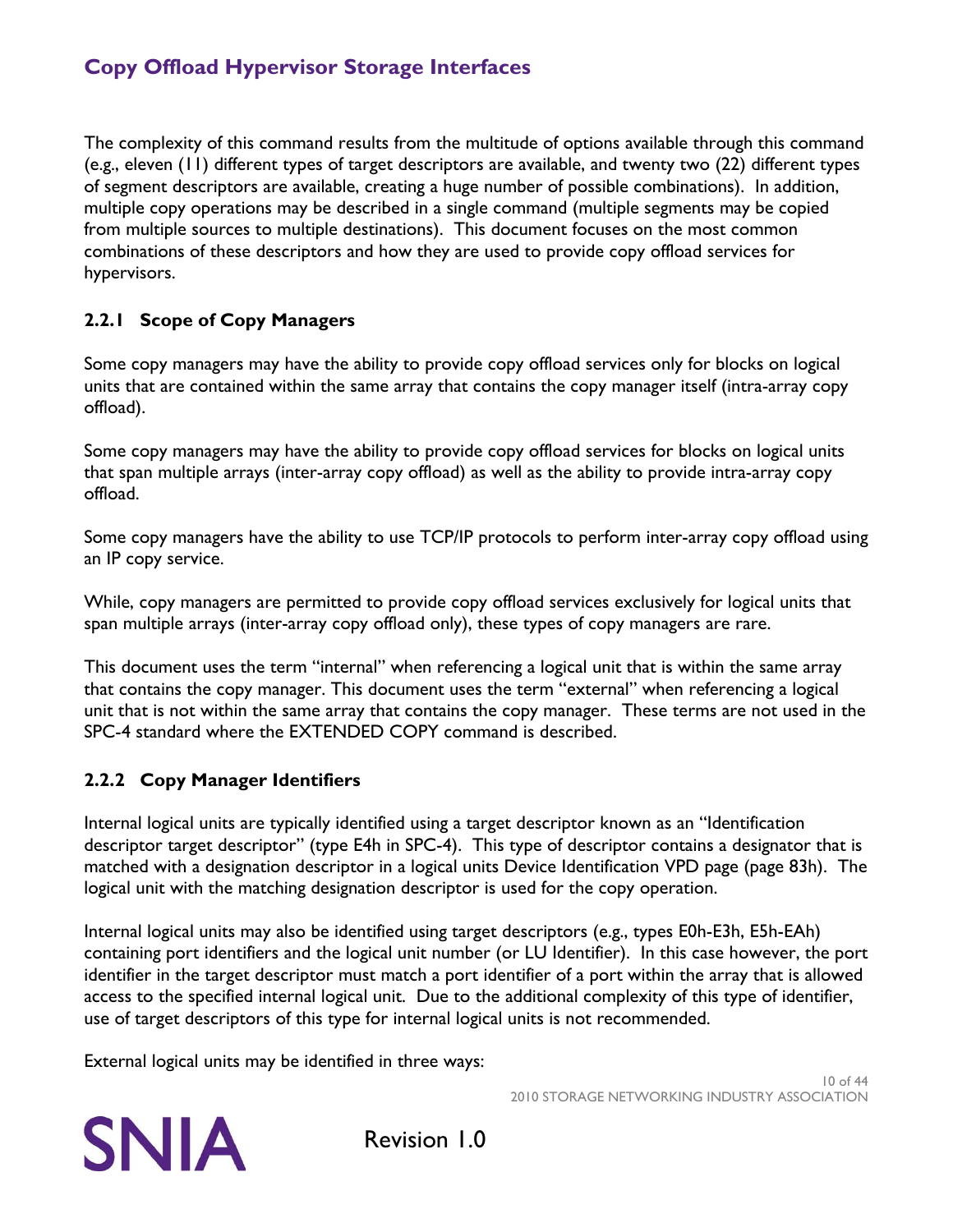The complexity of this command results from the multitude of options available through this command (e.g., eleven (11) different types of target descriptors are available, and twenty two (22) different types of segment descriptors are available, creating a huge number of possible combinations). In addition, multiple copy operations may be described in a single command (multiple segments may be copied from multiple sources to multiple destinations). This document focuses on the most common combinations of these descriptors and how they are used to provide copy offload services for hypervisors.

### 2.2.1 Scope of Copy Managers

Some copy managers may have the ability to provide copy offload services only for blocks on logical units that are contained within the same array that contains the copy manager itself (intra-array copy offload).

Some copy managers may have the ability to provide copy offload services for blocks on logical units that span multiple arrays (inter-array copy offload) as well as the ability to provide intra-array copy offload.

Some copy managers have the ability to use TCP/IP protocols to perform inter-array copy offload using an IP copy service.

While, copy managers are permitted to provide copy offload services exclusively for logical units that span multiple arrays (inter-array copy offload only), these types of copy managers are rare.

This document uses the term "internal" when referencing a logical unit that is within the same array that contains the copy manager. This document uses the term "external" when referencing a logical unit that is not within the same array that contains the copy manager. These terms are not used in the SPC-4 standard where the EXTENDED COPY command is described.

### 2.2.2 Copy Manager Identifiers

Internal logical units are typically identified using a target descriptor known as an "Identification descriptor target descriptor" (type E4h in SPC-4). This type of descriptor contains a designator that is matched with a designation descriptor in a logical units Device Identification VPD page (page 83h). The logical unit with the matching designation descriptor is used for the copy operation.

Internal logical units may also be identified using target descriptors (e.g., types E0h-E3h, E5h-EAh) containing port identifiers and the logical unit number (or LU Identifier). In this case however, the port identifier in the target descriptor must match a port identifier of a port within the array that is allowed access to the specified internal logical unit. Due to the additional complexity of this type of identifier, use of target descriptors of this type for internal logical units is not recommended.

External logical units may be identified in three ways: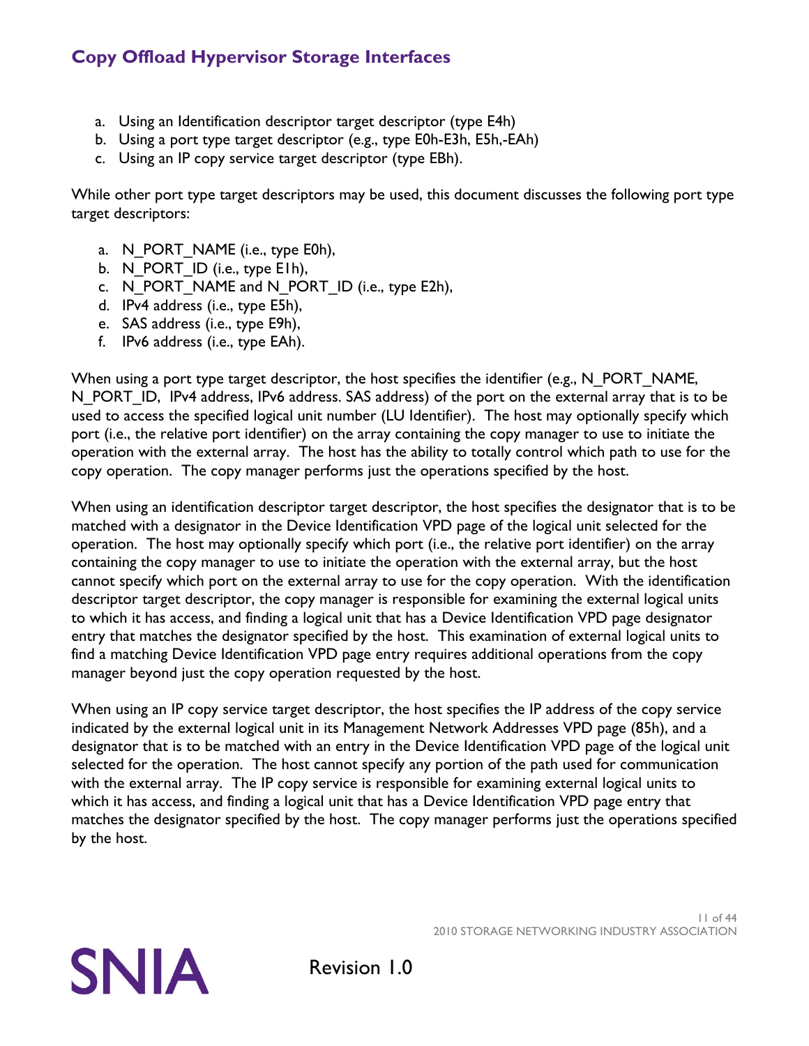a. Using an Identification descriptor target descriptor (type E4h)
b. Using a port type target descriptor (e.g., type E0h-E3h, E5h,-EAh)
c. Using an IP copy service target descriptor (type EBh).

While other port type target descriptors may be used, this document discusses the following port type target descriptors:

a. N_PORT_NAME (i.e., type E0h),
b. N_PORT_ID (i.e., type E1h),
c. N_PORT_NAME and N_PORT_ID (i.e., type E2h),
d. IPv4 address (i.e., type E5h),
e. SAS address (i.e., type E9h),
f. IPv6 address (i.e., type EAh).

When using a port type target descriptor, the host specifies the identifier (e.g., N_PORT_NAME, N_PORT_ID, IPv4 address, IPv6 address. SAS address) of the port on the external array that is to be used to access the specified logical unit number (LU Identifier). The host may optionally specify which port (i.e., the relative port identifier) on the array containing the copy manager to use to initiate the operation with the external array. The host has the ability to totally control which path to use for the copy operation. The copy manager performs just the operations specified by the host.

When using an identification descriptor target descriptor, the host specifies the designator that is to be matched with a designator in the Device Identification VPD page of the logical unit selected for the operation. The host may optionally specify which port (i.e., the relative port identifier) on the array containing the copy manager to use to initiate the operation with the external array, but the host cannot specify which port on the external array to use for the copy operation. With the identification descriptor target descriptor, the copy manager is responsible for examining the external logical units to which it has access, and finding a logical unit that has a Device Identification VPD page designator entry that matches the designator specified by the host. This examination of external logical units to find a matching Device Identification VPD page entry requires additional operations from the copy manager beyond just the copy operation requested by the host.

When using an IP copy service target descriptor, the host specifies the IP address of the copy service indicated by the external logical unit in its Management Network Addresses VPD page (85h), and a designator that is to be matched with an entry in the Device Identification VPD page of the logical unit selected for the operation. The host cannot specify any portion of the path used for communication with the external array. The IP copy service is responsible for examining external logical units to which it has access, and finding a logical unit that has a Device Identification VPD page entry that matches the designator specified by the host. The copy manager performs just the operations specified by the host.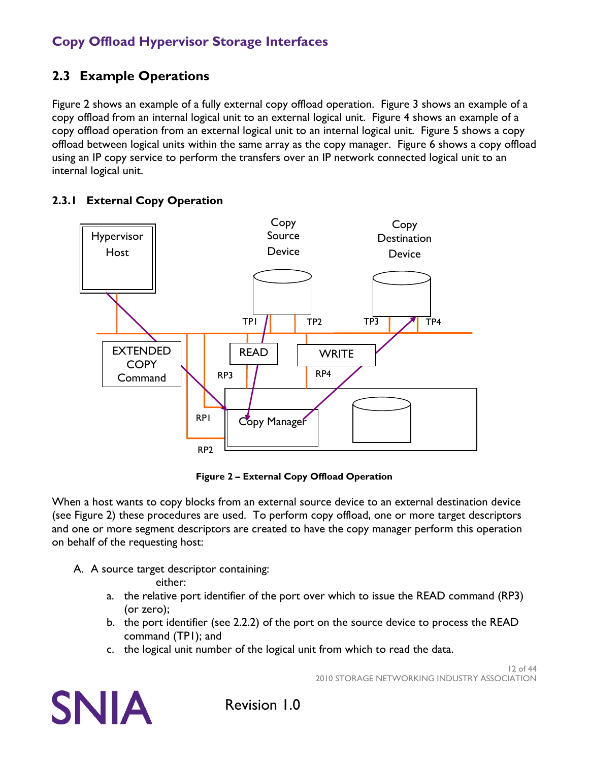## 2.3 Example Operations

Figure 2 shows an example of a fully external copy offload operation. Figure 3 shows an example of a copy offload from an internal logical unit to an external logical unit. Figure 4 shows an example of a copy offload operation from an external logical unit to an internal logical unit. Figure 5 shows a copy offload between logical units within the same array as the copy manager. Figure 6 shows a copy offload using an IP copy service to perform the transfers over an IP network connected logical unit to an internal logical unit.

### 2.3.1 External Copy Operation

**Figure 2 – External Copy Offload Operation**

When a host wants to copy blocks from an external source device to an external destination device (see Figure 2) these procedures are used. To perform copy offload, one or more target descriptors and one or more segment descriptors are created to have the copy manager perform this operation on behalf of the requesting host:

A. A source target descriptor containing:
   either:
   a. the relative port identifier of the port over which to issue the READ command (RP3) (or zero);
   b. the port identifier (see 2.2.2) of the port on the source device to process the READ command (TP1); and
   c. the logical unit number of the logical unit from which to read the data.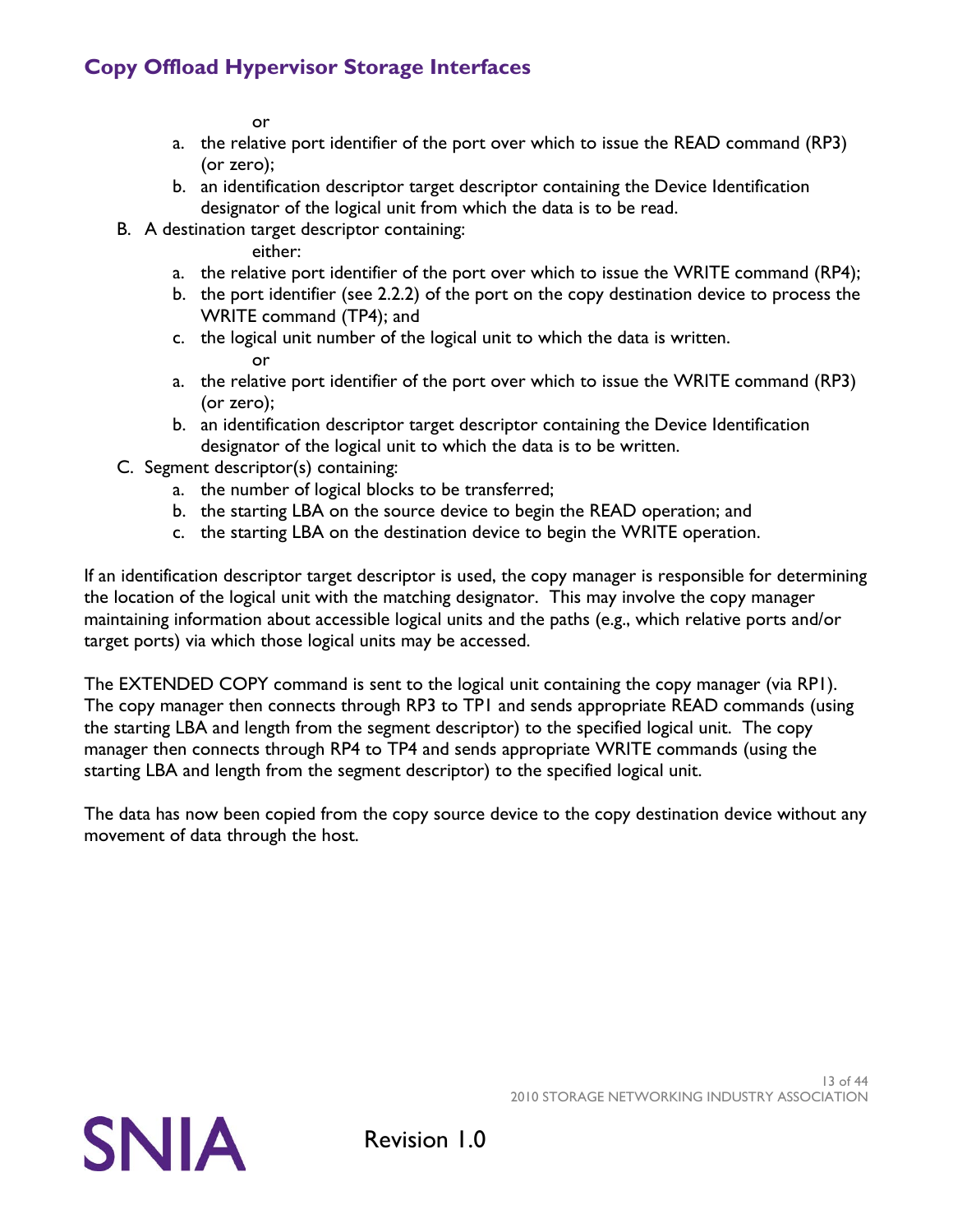or

a. the relative port identifier of the port over which to issue the READ command (RP3) (or zero);
b. an identification descriptor target descriptor containing the Device Identification designator of the logical unit from which the data is to be read.

B. A destination target descriptor containing:

either:

a. the relative port identifier of the port over which to issue the WRITE command (RP4);
b. the port identifier (see 2.2.2) of the port on the copy destination device to process the WRITE command (TP4); and
c. the logical unit number of the logical unit to which the data is written.

or

a. the relative port identifier of the port over which to issue the WRITE command (RP3) (or zero);
b. an identification descriptor target descriptor containing the Device Identification designator of the logical unit to which the data is to be written.

C. Segment descriptor(s) containing:

a. the number of logical blocks to be transferred;
b. the starting LBA on the source device to begin the READ operation; and
c. the starting LBA on the destination device to begin the WRITE operation.

If an identification descriptor target descriptor is used, the copy manager is responsible for determining the location of the logical unit with the matching designator. This may involve the copy manager maintaining information about accessible logical units and the paths (e.g., which relative ports and/or target ports) via which those logical units may be accessed.

The EXTENDED COPY command is sent to the logical unit containing the copy manager (via RP1). The copy manager then connects through RP3 to TP1 and sends appropriate READ commands (using the starting LBA and length from the segment descriptor) to the specified logical unit. The copy manager then connects through RP4 to TP4 and sends appropriate WRITE commands (using the starting LBA and length from the segment descriptor) to the specified logical unit.

The data has now been copied from the copy source device to the copy destination device without any movement of data through the host.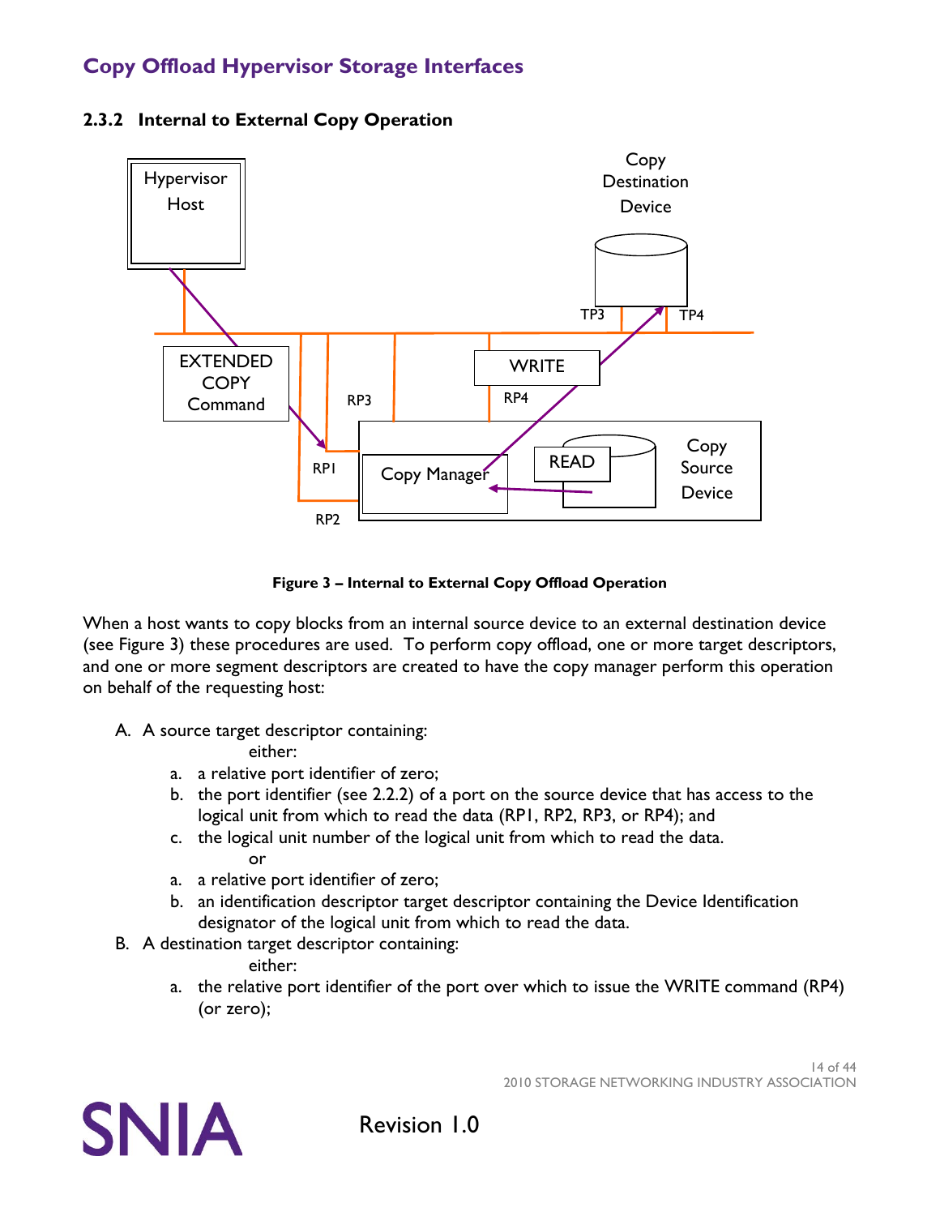### 2.3.2 Internal to External Copy Operation

**Figure 3 – Internal to External Copy Offload Operation**

When a host wants to copy blocks from an internal source device to an external destination device (see Figure 3) these procedures are used. To perform copy offload, one or more target descriptors, and one or more segment descriptors are created to have the copy manager perform this operation on behalf of the requesting host:

A. A source target descriptor containing:

either:

a. a relative port identifier of zero;
b. the port identifier (see 2.2.2) of a port on the source device that has access to the logical unit from which to read the data (RP1, RP2, RP3, or RP4); and
c. the logical unit number of the logical unit from which to read the data.

or

a. a relative port identifier of zero;
b. an identification descriptor target descriptor containing the Device Identification designator of the logical unit from which to read the data.

B. A destination target descriptor containing:

either:

a. the relative port identifier of the port over which to issue the WRITE command (RP4) (or zero);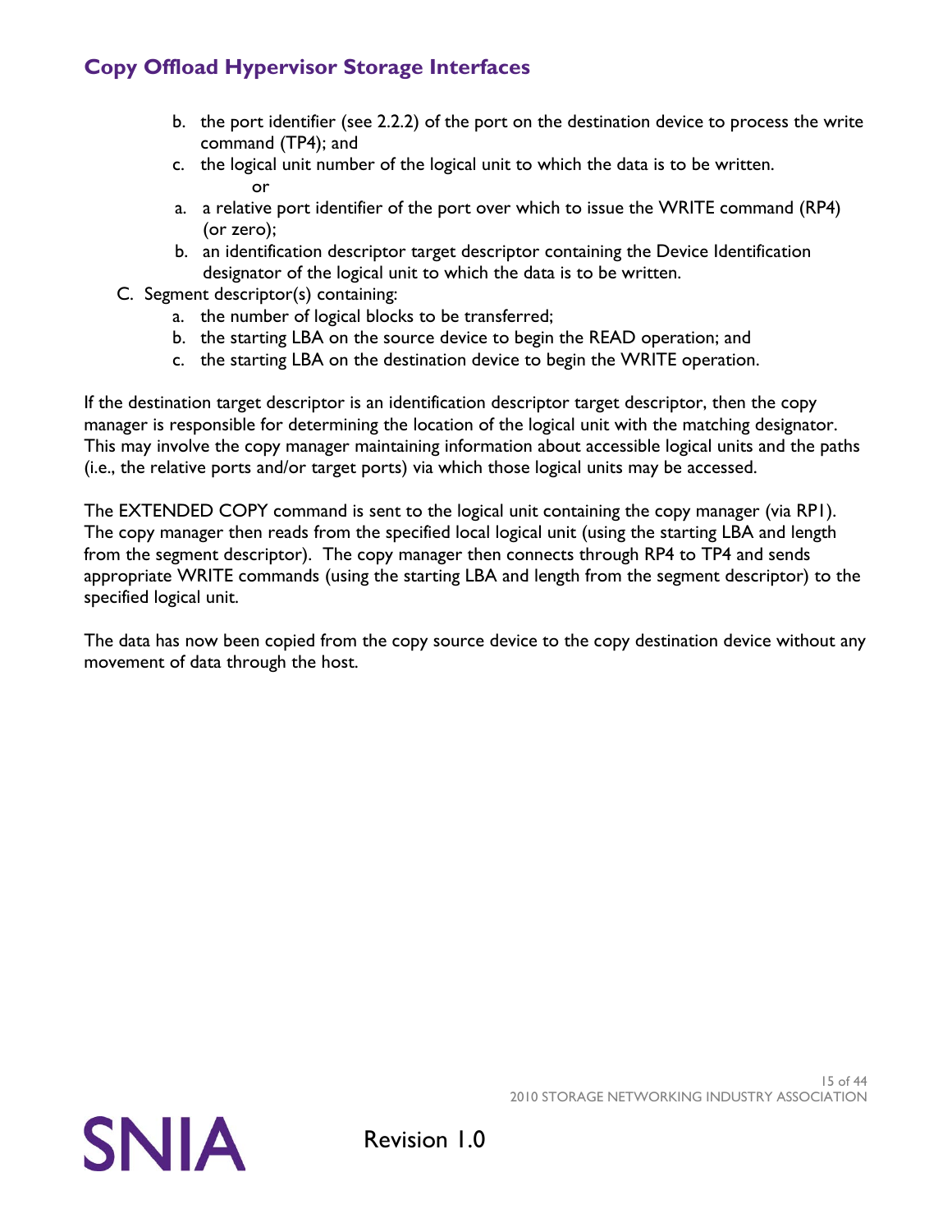b. the port identifier (see 2.2.2) of the port on the destination device to process the write command (TP4); and
   c. the logical unit number of the logical unit to which the data is to be written.

      or

   a. a relative port identifier of the port over which to issue the WRITE command (RP4) (or zero);
   b. an identification descriptor target descriptor containing the Device Identification designator of the logical unit to which the data is to be written.

C. Segment descriptor(s) containing:
   a. the number of logical blocks to be transferred;
   b. the starting LBA on the source device to begin the READ operation; and
   c. the starting LBA on the destination device to begin the WRITE operation.

If the destination target descriptor is an identification descriptor target descriptor, then the copy manager is responsible for determining the location of the logical unit with the matching designator. This may involve the copy manager maintaining information about accessible logical units and the paths (i.e., the relative ports and/or target ports) via which those logical units may be accessed.

The EXTENDED COPY command is sent to the logical unit containing the copy manager (via RP1). The copy manager then reads from the specified local logical unit (using the starting LBA and length from the segment descriptor). The copy manager then connects through RP4 to TP4 and sends appropriate WRITE commands (using the starting LBA and length from the segment descriptor) to the specified logical unit.

The data has now been copied from the copy source device to the copy destination device without any movement of data through the host.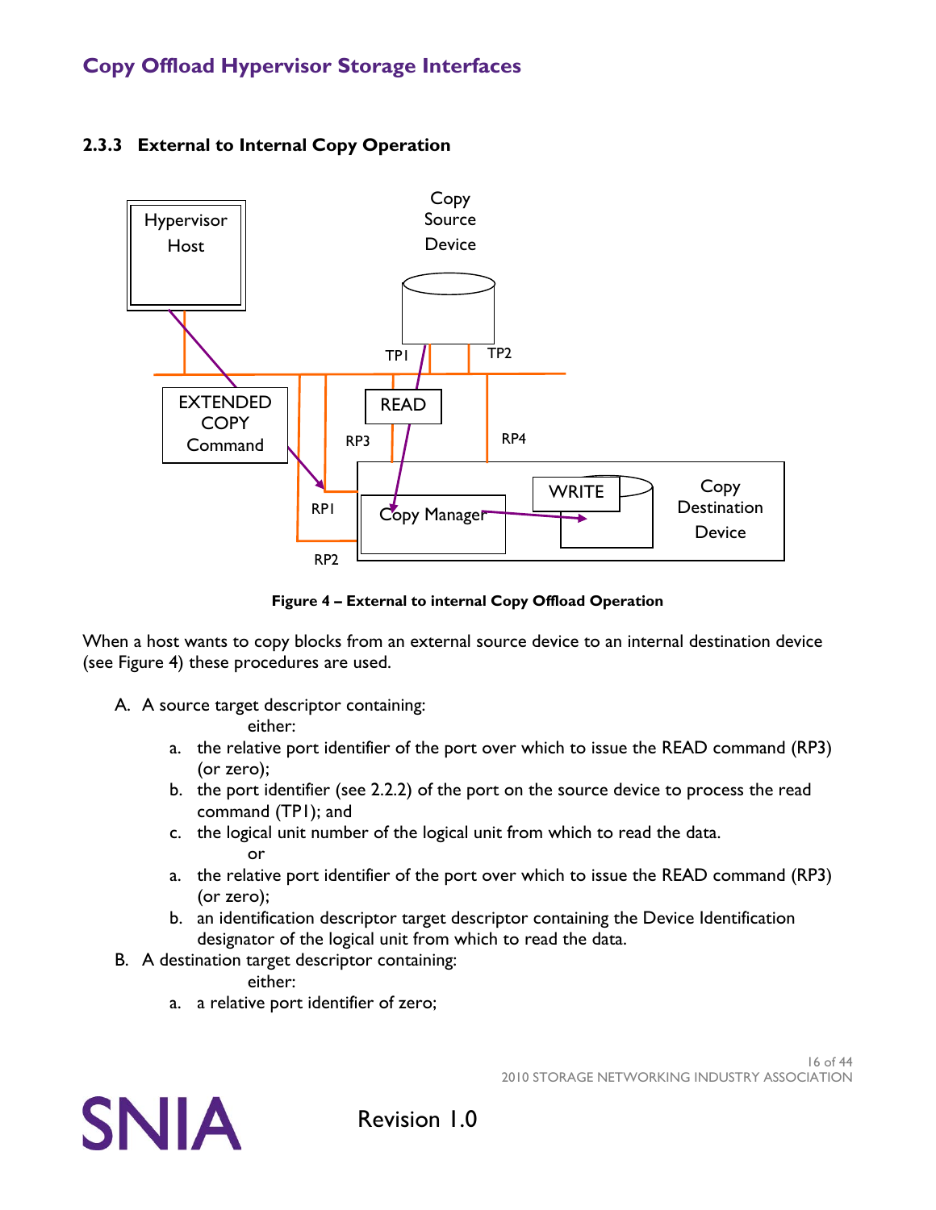### 2.3.3 External to Internal Copy Operation

**Figure 4 – External to internal Copy Offload Operation**

When a host wants to copy blocks from an external source device to an internal destination device (see Figure 4) these procedures are used.

A. A source target descriptor containing:

either:

a. the relative port identifier of the port over which to issue the READ command (RP3) (or zero);
b. the port identifier (see 2.2.2) of the port on the source device to process the read command (TP1); and
c. the logical unit number of the logical unit from which to read the data.

or

a. the relative port identifier of the port over which to issue the READ command (RP3) (or zero);
b. an identification descriptor target descriptor containing the Device Identification designator of the logical unit from which to read the data.

B. A destination target descriptor containing:

either:

a. a relative port identifier of zero;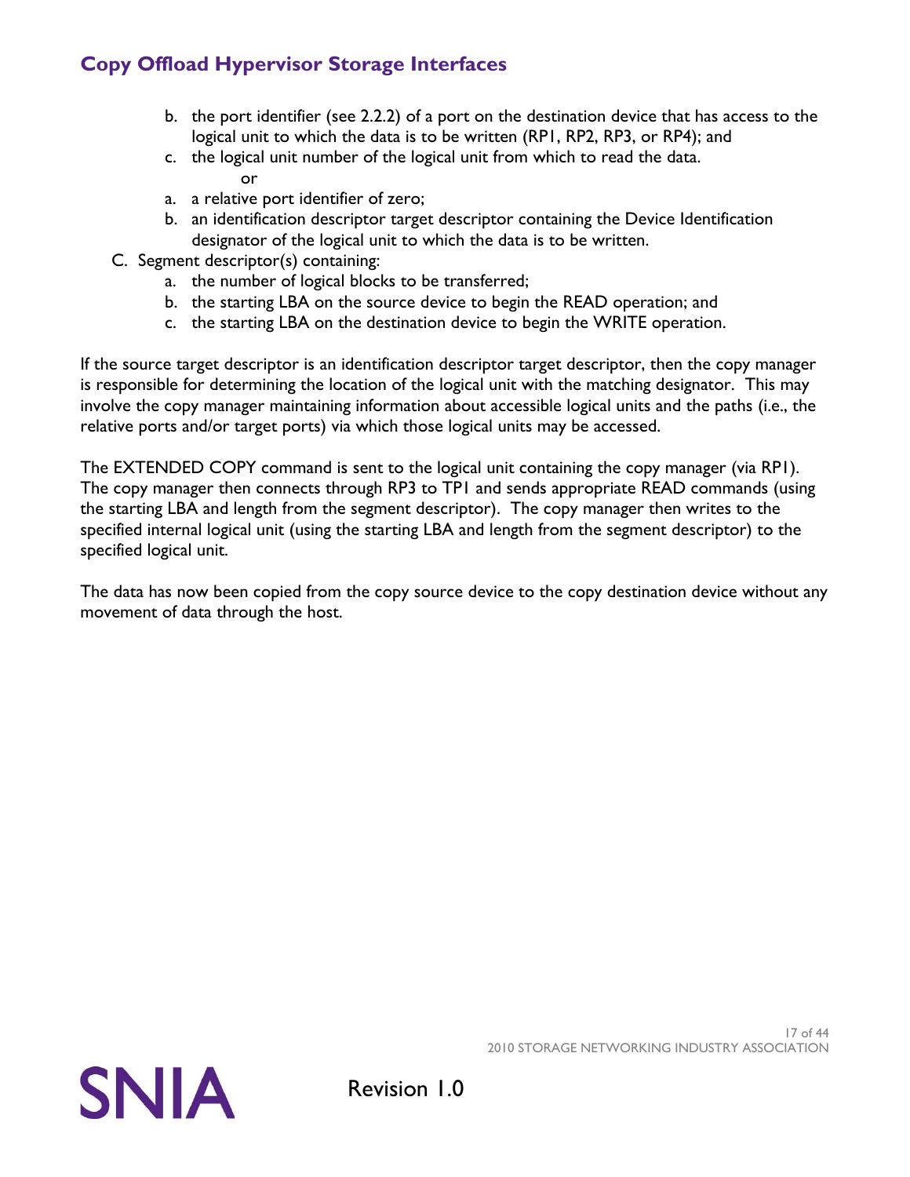b. the port identifier (see 2.2.2) of a port on the destination device that has access to the logical unit to which the data is to be written (RP1, RP2, RP3, or RP4); and
   c. the logical unit number of the logical unit from which to read the data.

      or

   a. a relative port identifier of zero;
   b. an identification descriptor target descriptor containing the Device Identification designator of the logical unit to which the data is to be written.

C. Segment descriptor(s) containing:
   a. the number of logical blocks to be transferred;
   b. the starting LBA on the source device to begin the READ operation; and
   c. the starting LBA on the destination device to begin the WRITE operation.

If the source target descriptor is an identification descriptor target descriptor, then the copy manager is responsible for determining the location of the logical unit with the matching designator. This may involve the copy manager maintaining information about accessible logical units and the paths (i.e., the relative ports and/or target ports) via which those logical units may be accessed.

The EXTENDED COPY command is sent to the logical unit containing the copy manager (via RP1). The copy manager then connects through RP3 to TP1 and sends appropriate READ commands (using the starting LBA and length from the segment descriptor). The copy manager then writes to the specified internal logical unit (using the starting LBA and length from the segment descriptor) to the specified logical unit.

The data has now been copied from the copy source device to the copy destination device without any movement of data through the host.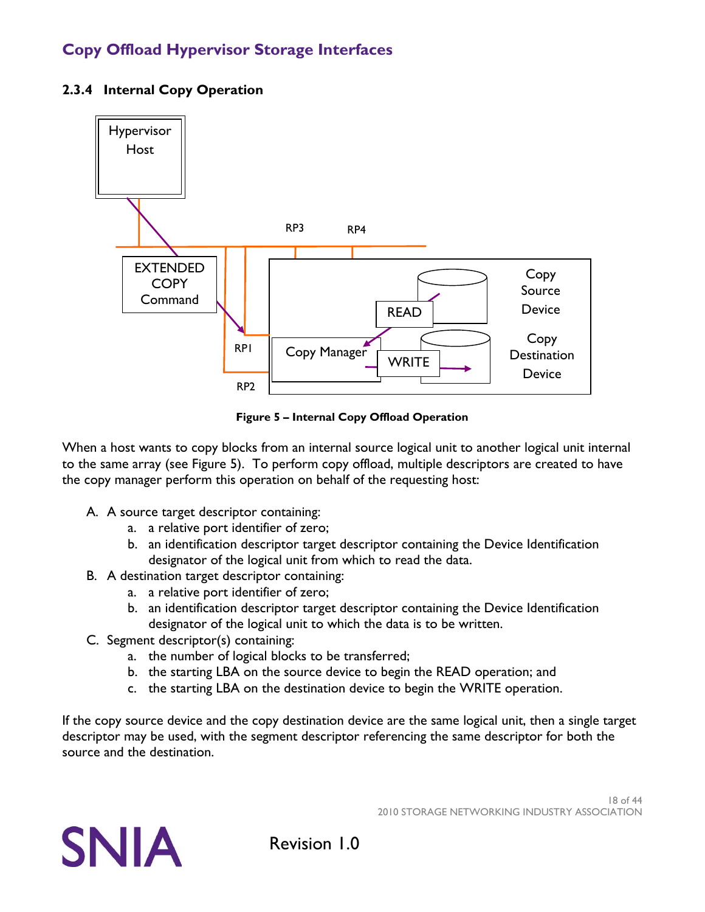## 2.3.4 Internal Copy Operation

**Figure 5 – Internal Copy Offload Operation**

When a host wants to copy blocks from an internal source logical unit to another logical unit internal to the same array (see Figure 5). To perform copy offload, multiple descriptors are created to have the copy manager perform this operation on behalf of the requesting host:

A. A source target descriptor containing:
   a. a relative port identifier of zero;
   b. an identification descriptor target descriptor containing the Device Identification designator of the logical unit from which to read the data.
B. A destination target descriptor containing:
   a. a relative port identifier of zero;
   b. an identification descriptor target descriptor containing the Device Identification designator of the logical unit to which the data is to be written.
C. Segment descriptor(s) containing:
   a. the number of logical blocks to be transferred;
   b. the starting LBA on the source device to begin the READ operation; and
   c. the starting LBA on the destination device to begin the WRITE operation.

If the copy source device and the copy destination device are the same logical unit, then a single target descriptor may be used, with the segment descriptor referencing the same descriptor for both the source and the destination.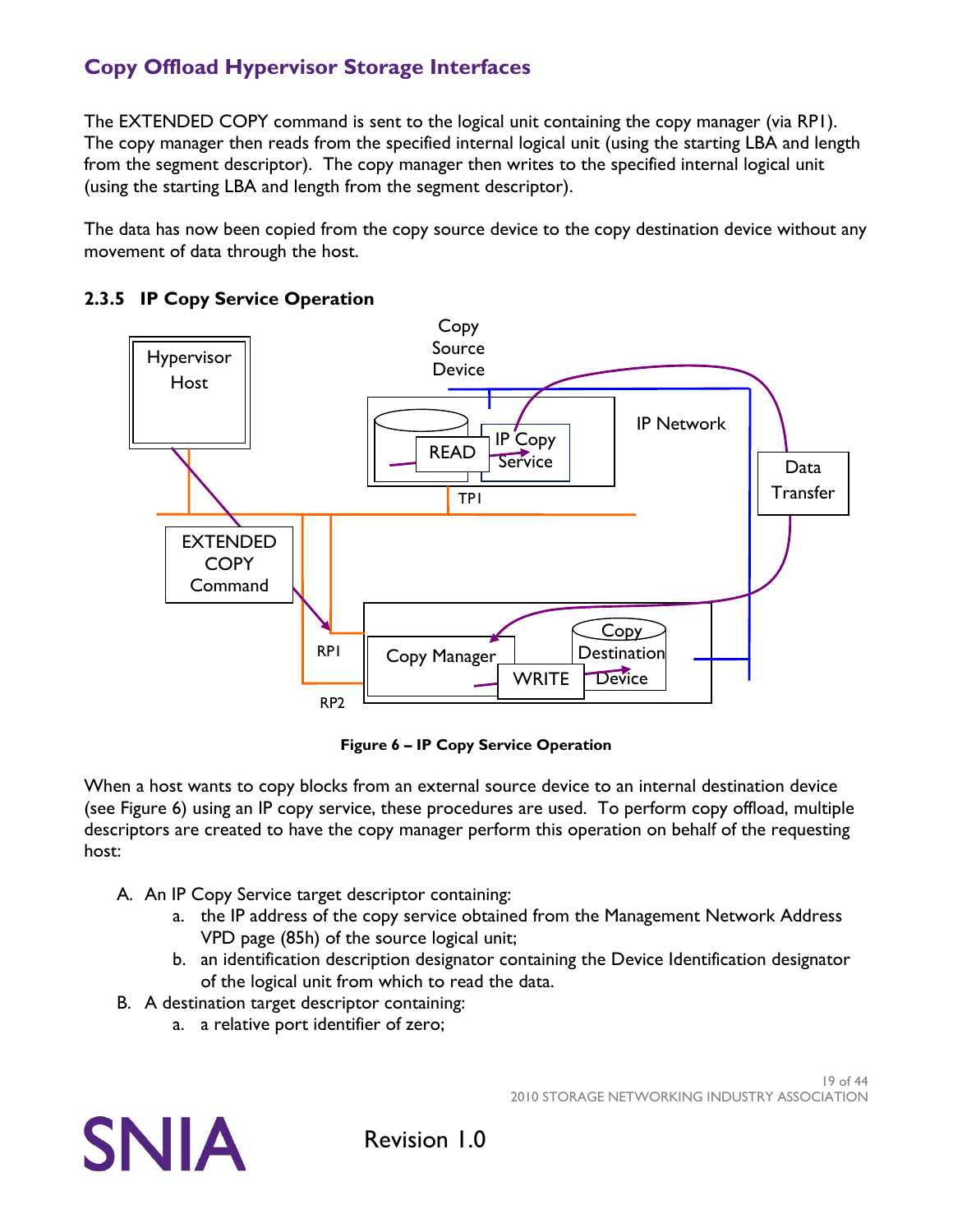## Copy Offload Hypervisor Storage Interfaces

The EXTENDED COPY command is sent to the logical unit containing the copy manager (via RP1). The copy manager then reads from the specified internal logical unit (using the starting LBA and length from the segment descriptor). The copy manager then writes to the specified internal logical unit (using the starting LBA and length from the segment descriptor).

The data has now been copied from the copy source device to the copy destination device without any movement of data through the host.

### 2.3.5 IP Copy Service Operation

**Figure 6 – IP Copy Service Operation**

When a host wants to copy blocks from an external source device to an internal destination device (see Figure 6) using an IP copy service, these procedures are used. To perform copy offload, multiple descriptors are created to have the copy manager perform this operation on behalf of the requesting host:

A. An IP Copy Service target descriptor containing:
   a. the IP address of the copy service obtained from the Management Network Address VPD page (85h) of the source logical unit;
   b. an identification description designator containing the Device Identification designator of the logical unit from which to read the data.
B. A destination target descriptor containing:
   a. a relative port identifier of zero;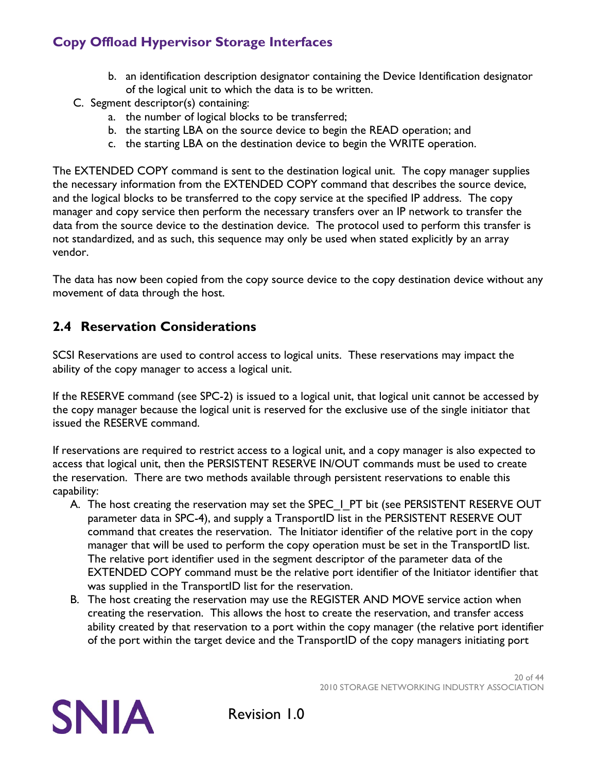b. an identification description designator containing the Device Identification designator of the logical unit to which the data is to be written.

C. Segment descriptor(s) containing:
   a. the number of logical blocks to be transferred;
   b. the starting LBA on the source device to begin the READ operation; and
   c. the starting LBA on the destination device to begin the WRITE operation.

The EXTENDED COPY command is sent to the destination logical unit. The copy manager supplies the necessary information from the EXTENDED COPY command that describes the source device, and the logical blocks to be transferred to the copy service at the specified IP address. The copy manager and copy service then perform the necessary transfers over an IP network to transfer the data from the source device to the destination device. The protocol used to perform this transfer is not standardized, and as such, this sequence may only be used when stated explicitly by an array vendor.

The data has now been copied from the copy source device to the copy destination device without any movement of data through the host.

## 2.4 Reservation Considerations

SCSI Reservations are used to control access to logical units. These reservations may impact the ability of the copy manager to access a logical unit.

If the RESERVE command (see SPC-2) is issued to a logical unit, that logical unit cannot be accessed by the copy manager because the logical unit is reserved for the exclusive use of the single initiator that issued the RESERVE command.

If reservations are required to restrict access to a logical unit, and a copy manager is also expected to access that logical unit, then the PERSISTENT RESERVE IN/OUT commands must be used to create the reservation. There are two methods available through persistent reservations to enable this capability:

A. The host creating the reservation may set the SPEC_I_PT bit (see PERSISTENT RESERVE OUT parameter data in SPC-4), and supply a TransportID list in the PERSISTENT RESERVE OUT command that creates the reservation. The Initiator identifier of the relative port in the copy manager that will be used to perform the copy operation must be set in the TransportID list. The relative port identifier used in the segment descriptor of the parameter data of the EXTENDED COPY command must be the relative port identifier of the Initiator identifier that was supplied in the TransportID list for the reservation.
B. The host creating the reservation may use the REGISTER AND MOVE service action when creating the reservation. This allows the host to create the reservation, and transfer access ability created by that reservation to a port within the copy manager (the relative port identifier of the port within the target device and the TransportID of the copy managers initiating port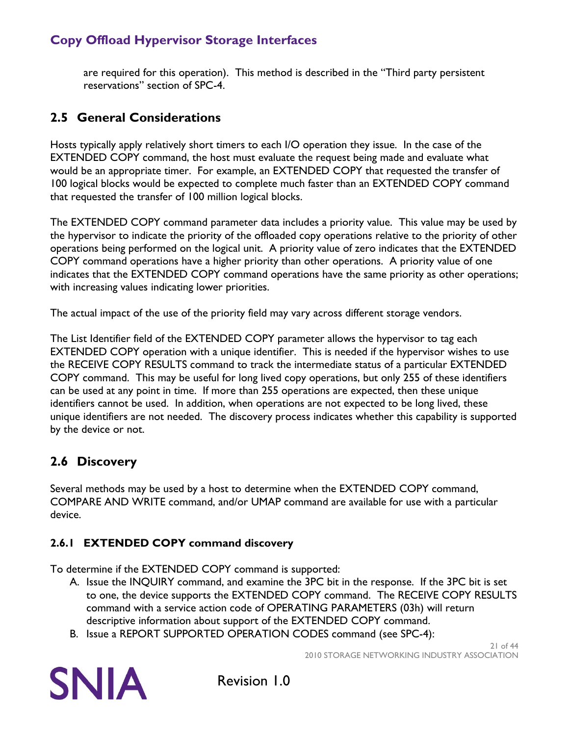are required for this operation). This method is described in the "Third party persistent reservations" section of SPC-4.

## 2.5 General Considerations

Hosts typically apply relatively short timers to each I/O operation they issue. In the case of the EXTENDED COPY command, the host must evaluate the request being made and evaluate what would be an appropriate timer. For example, an EXTENDED COPY that requested the transfer of 100 logical blocks would be expected to complete much faster than an EXTENDED COPY command that requested the transfer of 100 million logical blocks.

The EXTENDED COPY command parameter data includes a priority value. This value may be used by the hypervisor to indicate the priority of the offloaded copy operations relative to the priority of other operations being performed on the logical unit. A priority value of zero indicates that the EXTENDED COPY command operations have a higher priority than other operations. A priority value of one indicates that the EXTENDED COPY command operations have the same priority as other operations; with increasing values indicating lower priorities.

The actual impact of the use of the priority field may vary across different storage vendors.

The List Identifier field of the EXTENDED COPY parameter allows the hypervisor to tag each EXTENDED COPY operation with a unique identifier. This is needed if the hypervisor wishes to use the RECEIVE COPY RESULTS command to track the intermediate status of a particular EXTENDED COPY command. This may be useful for long lived copy operations, but only 255 of these identifiers can be used at any point in time. If more than 255 operations are expected, then these unique identifiers cannot be used. In addition, when operations are not expected to be long lived, these unique identifiers are not needed. The discovery process indicates whether this capability is supported by the device or not.

## 2.6 Discovery

Several methods may be used by a host to determine when the EXTENDED COPY command, COMPARE AND WRITE command, and/or UMAP command are available for use with a particular device.

### 2.6.1 EXTENDED COPY command discovery

To determine if the EXTENDED COPY command is supported:

A. Issue the INQUIRY command, and examine the 3PC bit in the response. If the 3PC bit is set to one, the device supports the EXTENDED COPY command. The RECEIVE COPY RESULTS command with a service action code of OPERATING PARAMETERS (03h) will return descriptive information about support of the EXTENDED COPY command.
B. Issue a REPORT SUPPORTED OPERATION CODES command (see SPC-4):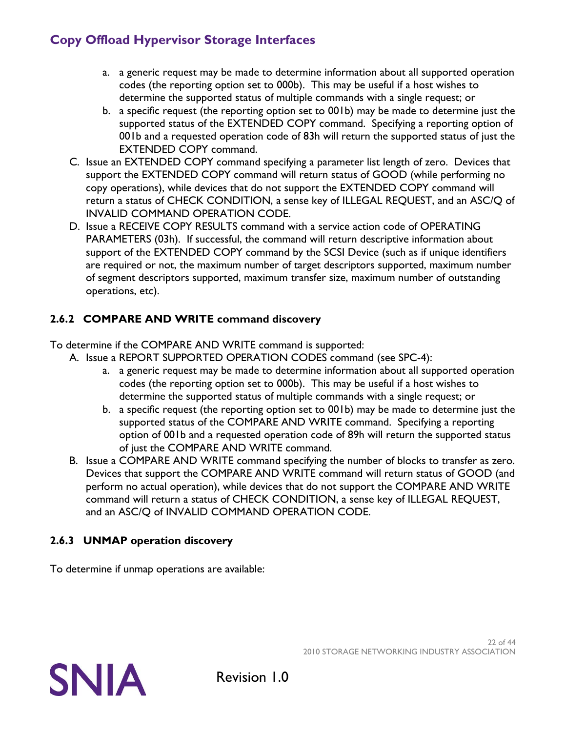a. a generic request may be made to determine information about all supported operation codes (the reporting option set to 000b). This may be useful if a host wishes to determine the supported status of multiple commands with a single request; or
   b. a specific request (the reporting option set to 001b) may be made to determine just the supported status of the EXTENDED COPY command. Specifying a reporting option of 001b and a requested operation code of 83h will return the supported status of just the EXTENDED COPY command.

C. Issue an EXTENDED COPY command specifying a parameter list length of zero. Devices that support the EXTENDED COPY command will return status of GOOD (while performing no copy operations), while devices that do not support the EXTENDED COPY command will return a status of CHECK CONDITION, a sense key of ILLEGAL REQUEST, and an ASC/Q of INVALID COMMAND OPERATION CODE.

D. Issue a RECEIVE COPY RESULTS command with a service action code of OPERATING PARAMETERS (03h). If successful, the command will return descriptive information about support of the EXTENDED COPY command by the SCSI Device (such as if unique identifiers are required or not, the maximum number of target descriptors supported, maximum number of segment descriptors supported, maximum transfer size, maximum number of outstanding operations, etc).

### 2.6.2 COMPARE AND WRITE command discovery

To determine if the COMPARE AND WRITE command is supported:

A. Issue a REPORT SUPPORTED OPERATION CODES command (see SPC-4):
   a. a generic request may be made to determine information about all supported operation codes (the reporting option set to 000b). This may be useful if a host wishes to determine the supported status of multiple commands with a single request; or
   b. a specific request (the reporting option set to 001b) may be made to determine just the supported status of the COMPARE AND WRITE command. Specifying a reporting option of 001b and a requested operation code of 89h will return the supported status of just the COMPARE AND WRITE command.

B. Issue a COMPARE AND WRITE command specifying the number of blocks to transfer as zero. Devices that support the COMPARE AND WRITE command will return status of GOOD (and perform no actual operation), while devices that do not support the COMPARE AND WRITE command will return a status of CHECK CONDITION, a sense key of ILLEGAL REQUEST, and an ASC/Q of INVALID COMMAND OPERATION CODE.

### 2.6.3 UNMAP operation discovery

To determine if unmap operations are available: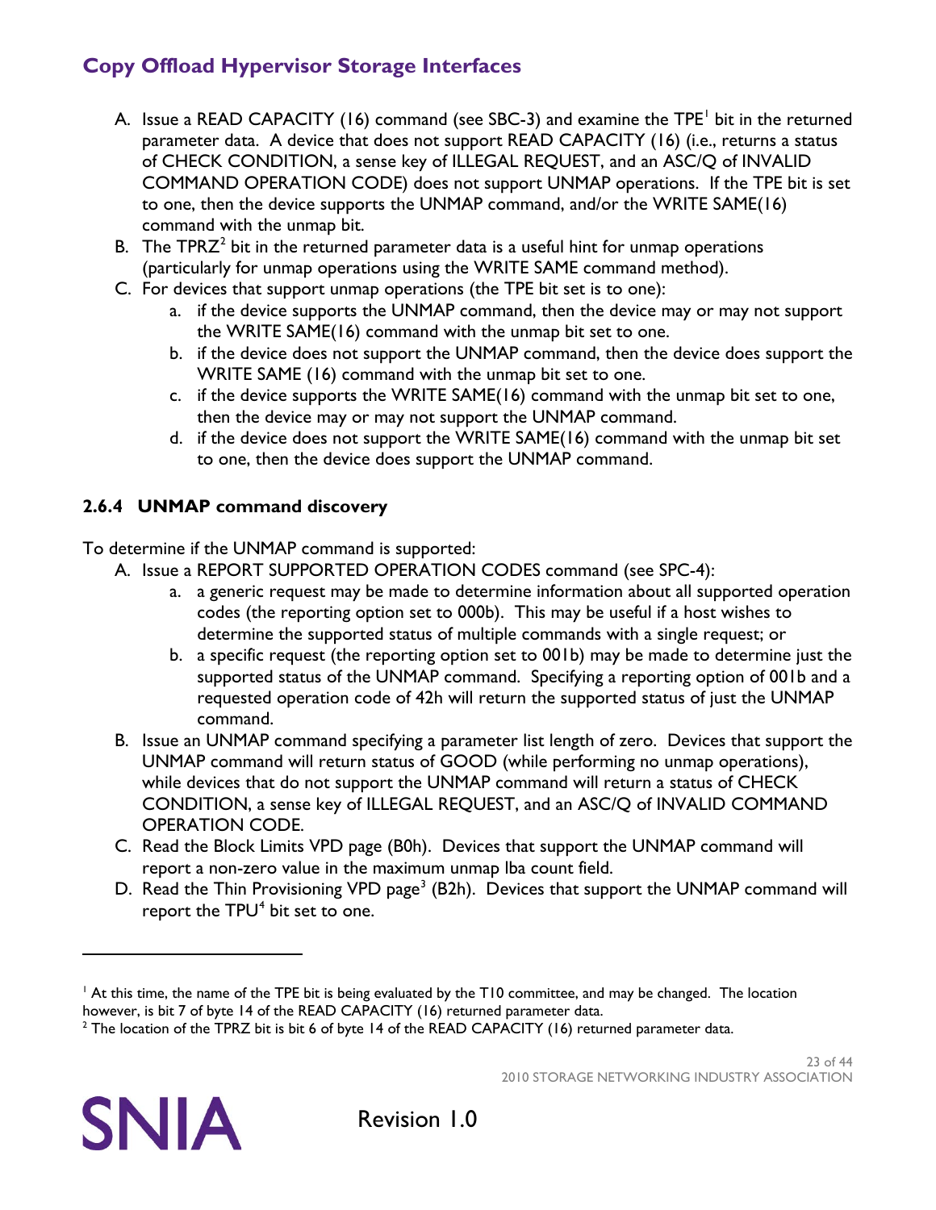A. Issue a READ CAPACITY (16) command (see SBC-3) and examine the TPE[1] bit in the returned parameter data. A device that does not support READ CAPACITY (16) (i.e., returns a status of CHECK CONDITION, a sense key of ILLEGAL REQUEST, and an ASC/Q of INVALID COMMAND OPERATION CODE) does not support UNMAP operations. If the TPE bit is set to one, then the device supports the UNMAP command, and/or the WRITE SAME(16) command with the unmap bit.
B. The TPRZ[2] bit in the returned parameter data is a useful hint for unmap operations (particularly for unmap operations using the WRITE SAME command method).
C. For devices that support unmap operations (the TPE bit set is to one):
   a. if the device supports the UNMAP command, then the device may or may not support the WRITE SAME(16) command with the unmap bit set to one.
   b. if the device does not support the UNMAP command, then the device does support the WRITE SAME (16) command with the unmap bit set to one.
   c. if the device supports the WRITE SAME(16) command with the unmap bit set to one, then the device may or may not support the UNMAP command.
   d. if the device does not support the WRITE SAME(16) command with the unmap bit set to one, then the device does support the UNMAP command.

### 2.6.4 UNMAP command discovery

To determine if the UNMAP command is supported:

A. Issue a REPORT SUPPORTED OPERATION CODES command (see SPC-4):
   a. a generic request may be made to determine information about all supported operation codes (the reporting option set to 000b). This may be useful if a host wishes to determine the supported status of multiple commands with a single request; or
   b. a specific request (the reporting option set to 001b) may be made to determine just the supported status of the UNMAP command. Specifying a reporting option of 001b and a requested operation code of 42h will return the supported status of just the UNMAP command.
B. Issue an UNMAP command specifying a parameter list length of zero. Devices that support the UNMAP command will return status of GOOD (while performing no unmap operations), while devices that do not support the UNMAP command will return a status of CHECK CONDITION, a sense key of ILLEGAL REQUEST, and an ASC/Q of INVALID COMMAND OPERATION CODE.
C. Read the Block Limits VPD page (B0h). Devices that support the UNMAP command will report a non-zero value in the maximum unmap lba count field.
D. Read the Thin Provisioning VPD page[3] (B2h). Devices that support the UNMAP command will report the TPU[4] bit set to one.

---

[1] At this time, the name of the TPE bit is being evaluated by the T10 committee, and may be changed. The location however, is bit 7 of byte 14 of the READ CAPACITY (16) returned parameter data.

[2] The location of the TPRZ bit is bit 6 of byte 14 of the READ CAPACITY (16) returned parameter data.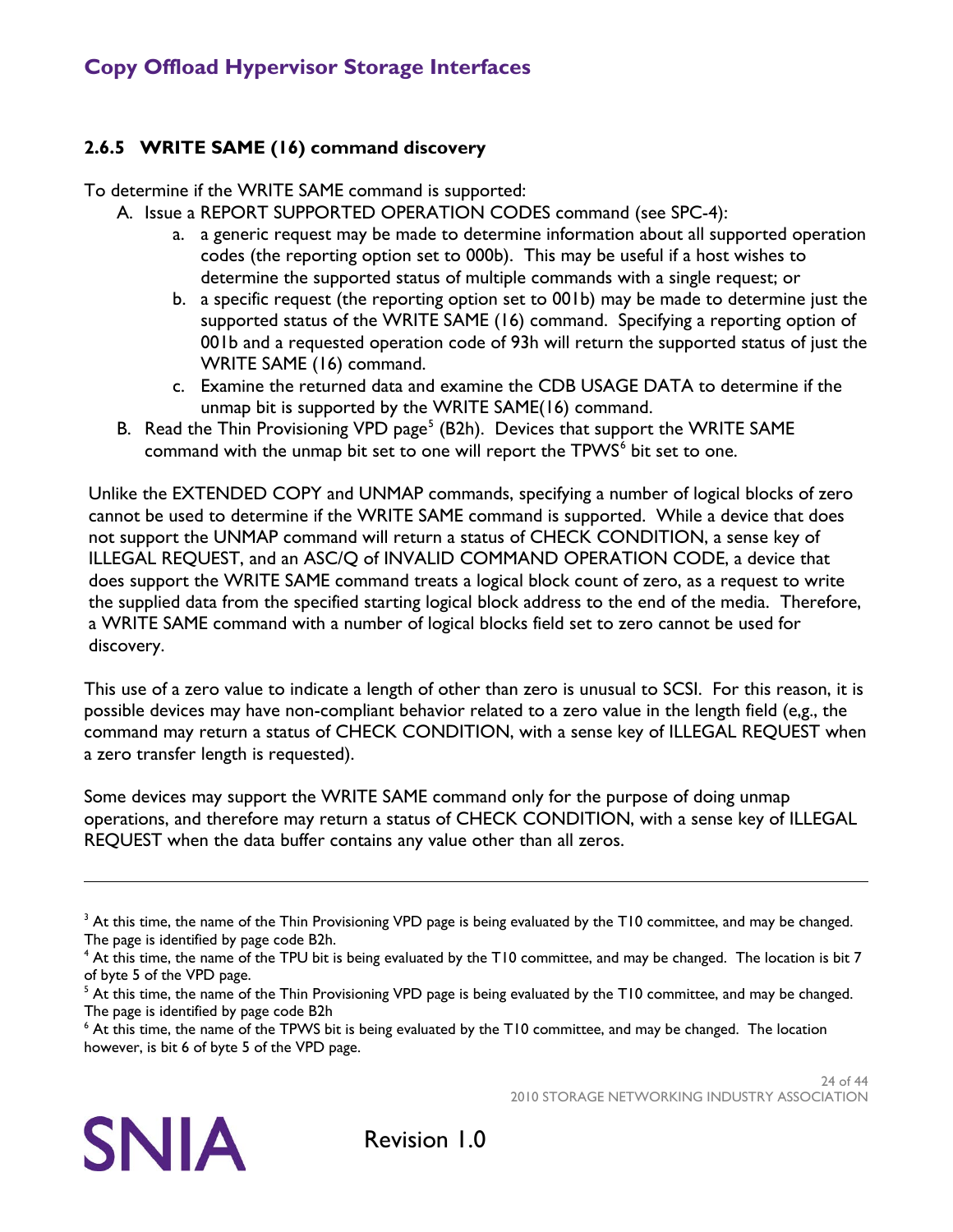### 2.6.5 WRITE SAME (16) command discovery

To determine if the WRITE SAME command is supported:

A. Issue a REPORT SUPPORTED OPERATION CODES command (see SPC-4):
   a. a generic request may be made to determine information about all supported operation codes (the reporting option set to 000b). This may be useful if a host wishes to determine the supported status of multiple commands with a single request; or
   b. a specific request (the reporting option set to 001b) may be made to determine just the supported status of the WRITE SAME (16) command. Specifying a reporting option of 001b and a requested operation code of 93h will return the supported status of just the WRITE SAME (16) command.
   c. Examine the returned data and examine the CDB USAGE DATA to determine if the unmap bit is supported by the WRITE SAME(16) command.

B. Read the Thin Provisioning VPD page[5] (B2h). Devices that support the WRITE SAME command with the unmap bit set to one will report the TPWS[6] bit set to one.

Unlike the EXTENDED COPY and UNMAP commands, specifying a number of logical blocks of zero cannot be used to determine if the WRITE SAME command is supported. While a device that does not support the UNMAP command will return a status of CHECK CONDITION, a sense key of ILLEGAL REQUEST, and an ASC/Q of INVALID COMMAND OPERATION CODE, a device that does support the WRITE SAME command treats a logical block count of zero, as a request to write the supplied data from the specified starting logical block address to the end of the media. Therefore, a WRITE SAME command with a number of logical blocks field set to zero cannot be used for discovery.

This use of a zero value to indicate a length of other than zero is unusual to SCSI. For this reason, it is possible devices may have non-compliant behavior related to a zero value in the length field (e,g., the command may return a status of CHECK CONDITION, with a sense key of ILLEGAL REQUEST when a zero transfer length is requested).

Some devices may support the WRITE SAME command only for the purpose of doing unmap operations, and therefore may return a status of CHECK CONDITION, with a sense key of ILLEGAL REQUEST when the data buffer contains any value other than all zeros.

---

[3] At this time, the name of the Thin Provisioning VPD page is being evaluated by the T10 committee, and may be changed. The page is identified by page code B2h.

[4] At this time, the name of the TPU bit is being evaluated by the T10 committee, and may be changed. The location is bit 7 of byte 5 of the VPD page.

[5] At this time, the name of the Thin Provisioning VPD page is being evaluated by the T10 committee, and may be changed. The page is identified by page code B2h

[6] At this time, the name of the TPWS bit is being evaluated by the T10 committee, and may be changed. The location however, is bit 6 of byte 5 of the VPD page.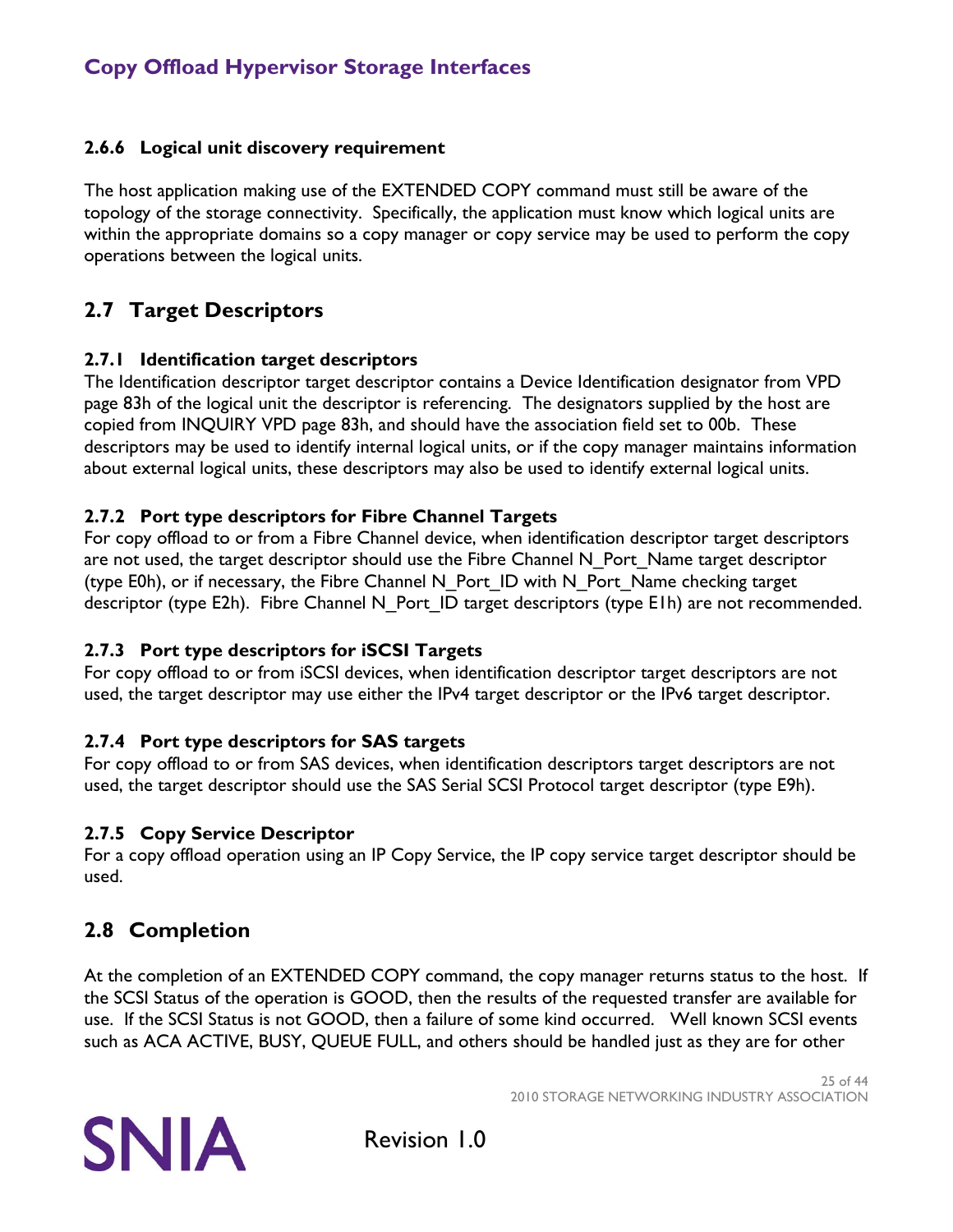### 2.6.6 Logical unit discovery requirement

The host application making use of the EXTENDED COPY command must still be aware of the topology of the storage connectivity. Specifically, the application must know which logical units are within the appropriate domains so a copy manager or copy service may be used to perform the copy operations between the logical units.

## 2.7 Target Descriptors

### 2.7.1 Identification target descriptors

The Identification descriptor target descriptor contains a Device Identification designator from VPD page 83h of the logical unit the descriptor is referencing. The designators supplied by the host are copied from INQUIRY VPD page 83h, and should have the association field set to 00b. These descriptors may be used to identify internal logical units, or if the copy manager maintains information about external logical units, these descriptors may also be used to identify external logical units.

### 2.7.2 Port type descriptors for Fibre Channel Targets

For copy offload to or from a Fibre Channel device, when identification descriptor target descriptors are not used, the target descriptor should use the Fibre Channel N_Port_Name target descriptor (type E0h), or if necessary, the Fibre Channel N_Port_ID with N_Port_Name checking target descriptor (type E2h). Fibre Channel N_Port_ID target descriptors (type E1h) are not recommended.

### 2.7.3 Port type descriptors for iSCSI Targets

For copy offload to or from iSCSI devices, when identification descriptor target descriptors are not used, the target descriptor may use either the IPv4 target descriptor or the IPv6 target descriptor.

### 2.7.4 Port type descriptors for SAS targets

For copy offload to or from SAS devices, when identification descriptors target descriptors are not used, the target descriptor should use the SAS Serial SCSI Protocol target descriptor (type E9h).

### 2.7.5 Copy Service Descriptor

For a copy offload operation using an IP Copy Service, the IP copy service target descriptor should be used.

## 2.8 Completion

At the completion of an EXTENDED COPY command, the copy manager returns status to the host. If the SCSI Status of the operation is GOOD, then the results of the requested transfer are available for use. If the SCSI Status is not GOOD, then a failure of some kind occurred. Well known SCSI events such as ACA ACTIVE, BUSY, QUEUE FULL, and others should be handled just as they are for other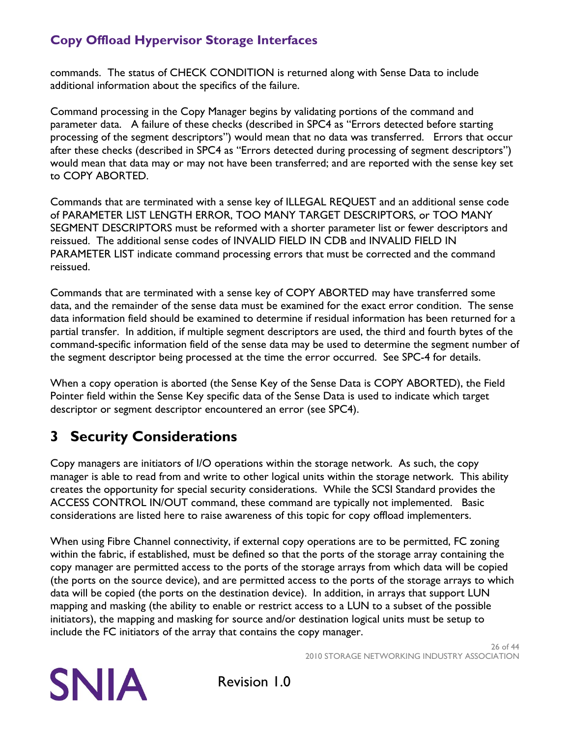commands. The status of CHECK CONDITION is returned along with Sense Data to include additional information about the specifics of the failure.

Command processing in the Copy Manager begins by validating portions of the command and parameter data. A failure of these checks (described in SPC4 as "Errors detected before starting processing of the segment descriptors") would mean that no data was transferred. Errors that occur after these checks (described in SPC4 as "Errors detected during processing of segment descriptors") would mean that data may or may not have been transferred; and are reported with the sense key set to COPY ABORTED.

Commands that are terminated with a sense key of ILLEGAL REQUEST and an additional sense code of PARAMETER LIST LENGTH ERROR, TOO MANY TARGET DESCRIPTORS, or TOO MANY SEGMENT DESCRIPTORS must be reformed with a shorter parameter list or fewer descriptors and reissued. The additional sense codes of INVALID FIELD IN CDB and INVALID FIELD IN PARAMETER LIST indicate command processing errors that must be corrected and the command reissued.

Commands that are terminated with a sense key of COPY ABORTED may have transferred some data, and the remainder of the sense data must be examined for the exact error condition. The sense data information field should be examined to determine if residual information has been returned for a partial transfer. In addition, if multiple segment descriptors are used, the third and fourth bytes of the command-specific information field of the sense data may be used to determine the segment number of the segment descriptor being processed at the time the error occurred. See SPC-4 for details.

When a copy operation is aborted (the Sense Key of the Sense Data is COPY ABORTED), the Field Pointer field within the Sense Key specific data of the Sense Data is used to indicate which target descriptor or segment descriptor encountered an error (see SPC4).

# 3 Security Considerations

Copy managers are initiators of I/O operations within the storage network. As such, the copy manager is able to read from and write to other logical units within the storage network. This ability creates the opportunity for special security considerations. While the SCSI Standard provides the ACCESS CONTROL IN/OUT command, these command are typically not implemented. Basic considerations are listed here to raise awareness of this topic for copy offload implementers.

When using Fibre Channel connectivity, if external copy operations are to be permitted, FC zoning within the fabric, if established, must be defined so that the ports of the storage array containing the copy manager are permitted access to the ports of the storage arrays from which data will be copied (the ports on the source device), and are permitted access to the ports of the storage arrays to which data will be copied (the ports on the destination device). In addition, in arrays that support LUN mapping and masking (the ability to enable or restrict access to a LUN to a subset of the possible initiators), the mapping and masking for source and/or destination logical units must be setup to include the FC initiators of the array that contains the copy manager.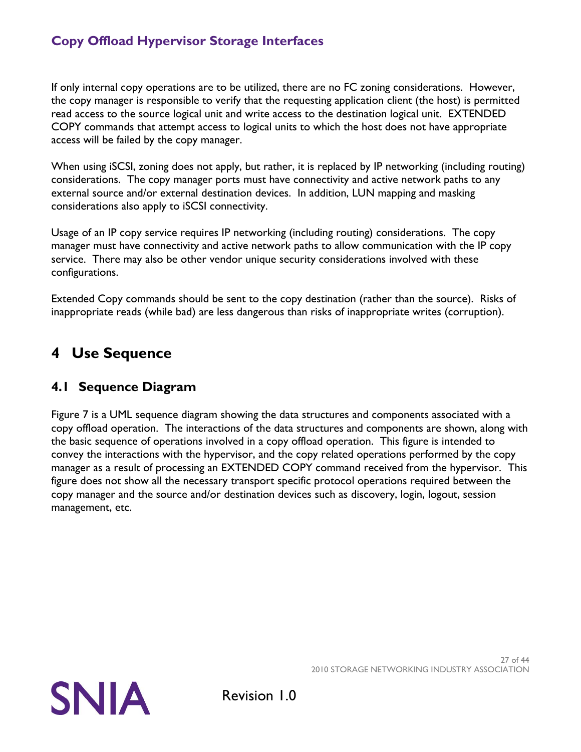If only internal copy operations are to be utilized, there are no FC zoning considerations. However, the copy manager is responsible to verify that the requesting application client (the host) is permitted read access to the source logical unit and write access to the destination logical unit. EXTENDED COPY commands that attempt access to logical units to which the host does not have appropriate access will be failed by the copy manager.

When using iSCSI, zoning does not apply, but rather, it is replaced by IP networking (including routing) considerations. The copy manager ports must have connectivity and active network paths to any external source and/or external destination devices. In addition, LUN mapping and masking considerations also apply to iSCSI connectivity.

Usage of an IP copy service requires IP networking (including routing) considerations. The copy manager must have connectivity and active network paths to allow communication with the IP copy service. There may also be other vendor unique security considerations involved with these configurations.

Extended Copy commands should be sent to the copy destination (rather than the source). Risks of inappropriate reads (while bad) are less dangerous than risks of inappropriate writes (corruption).

# 4 Use Sequence

## 4.1 Sequence Diagram

Figure 7 is a UML sequence diagram showing the data structures and components associated with a copy offload operation. The interactions of the data structures and components are shown, along with the basic sequence of operations involved in a copy offload operation. This figure is intended to convey the interactions with the hypervisor, and the copy related operations performed by the copy manager as a result of processing an EXTENDED COPY command received from the hypervisor. This figure does not show all the necessary transport specific protocol operations required between the copy manager and the source and/or destination devices such as discovery, login, logout, session management, etc.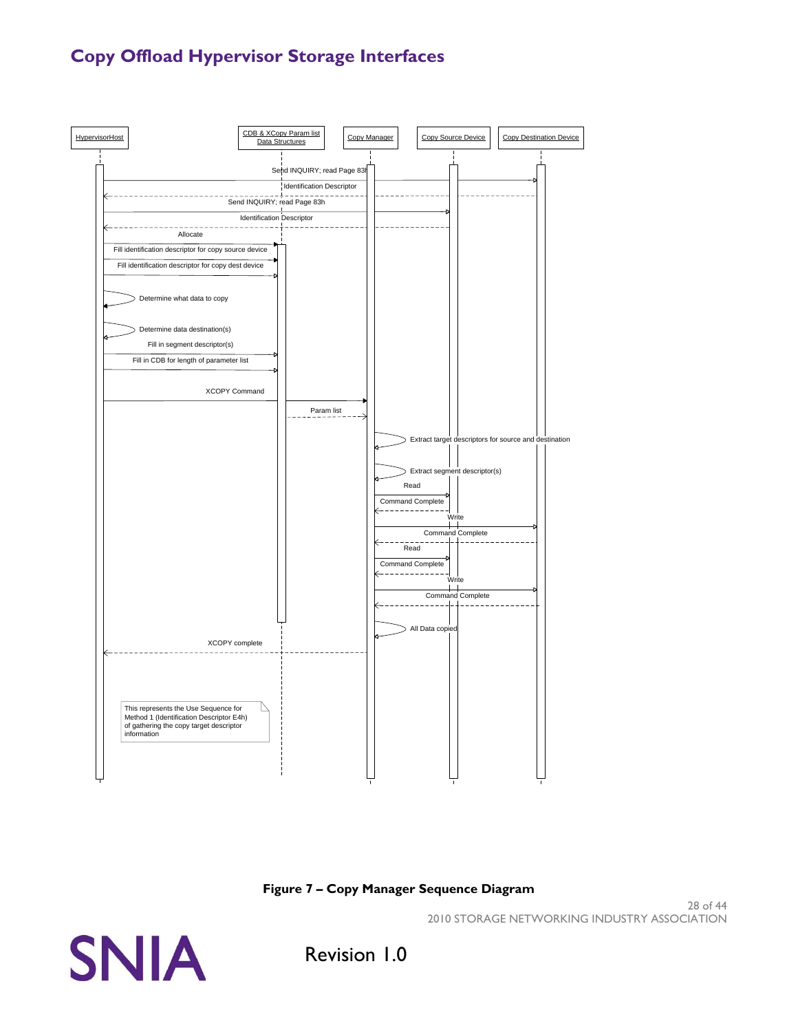**Figure 7 – Copy Manager Sequence Diagram**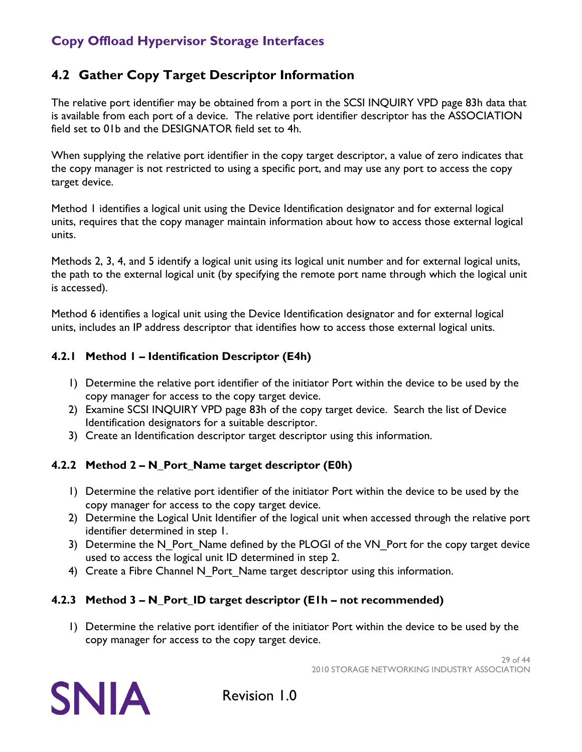## 4.2 Gather Copy Target Descriptor Information

The relative port identifier may be obtained from a port in the SCSI INQUIRY VPD page 83h data that is available from each port of a device. The relative port identifier descriptor has the ASSOCIATION field set to 01b and the DESIGNATOR field set to 4h.

When supplying the relative port identifier in the copy target descriptor, a value of zero indicates that the copy manager is not restricted to using a specific port, and may use any port to access the copy target device.

Method 1 identifies a logical unit using the Device Identification designator and for external logical units, requires that the copy manager maintain information about how to access those external logical units.

Methods 2, 3, 4, and 5 identify a logical unit using its logical unit number and for external logical units, the path to the external logical unit (by specifying the remote port name through which the logical unit is accessed).

Method 6 identifies a logical unit using the Device Identification designator and for external logical units, includes an IP address descriptor that identifies how to access those external logical units.

### 4.2.1 Method 1 – Identification Descriptor (E4h)

1) Determine the relative port identifier of the initiator Port within the device to be used by the copy manager for access to the copy target device.
2) Examine SCSI INQUIRY VPD page 83h of the copy target device. Search the list of Device Identification designators for a suitable descriptor.
3) Create an Identification descriptor target descriptor using this information.

### 4.2.2 Method 2 – N_Port_Name target descriptor (E0h)

1) Determine the relative port identifier of the initiator Port within the device to be used by the copy manager for access to the copy target device.
2) Determine the Logical Unit Identifier of the logical unit when accessed through the relative port identifier determined in step 1.
3) Determine the N_Port_Name defined by the PLOGI of the VN_Port for the copy target device used to access the logical unit ID determined in step 2.
4) Create a Fibre Channel N_Port_Name target descriptor using this information.

### 4.2.3 Method 3 – N_Port_ID target descriptor (E1h – not recommended)

1) Determine the relative port identifier of the initiator Port within the device to be used by the copy manager for access to the copy target device.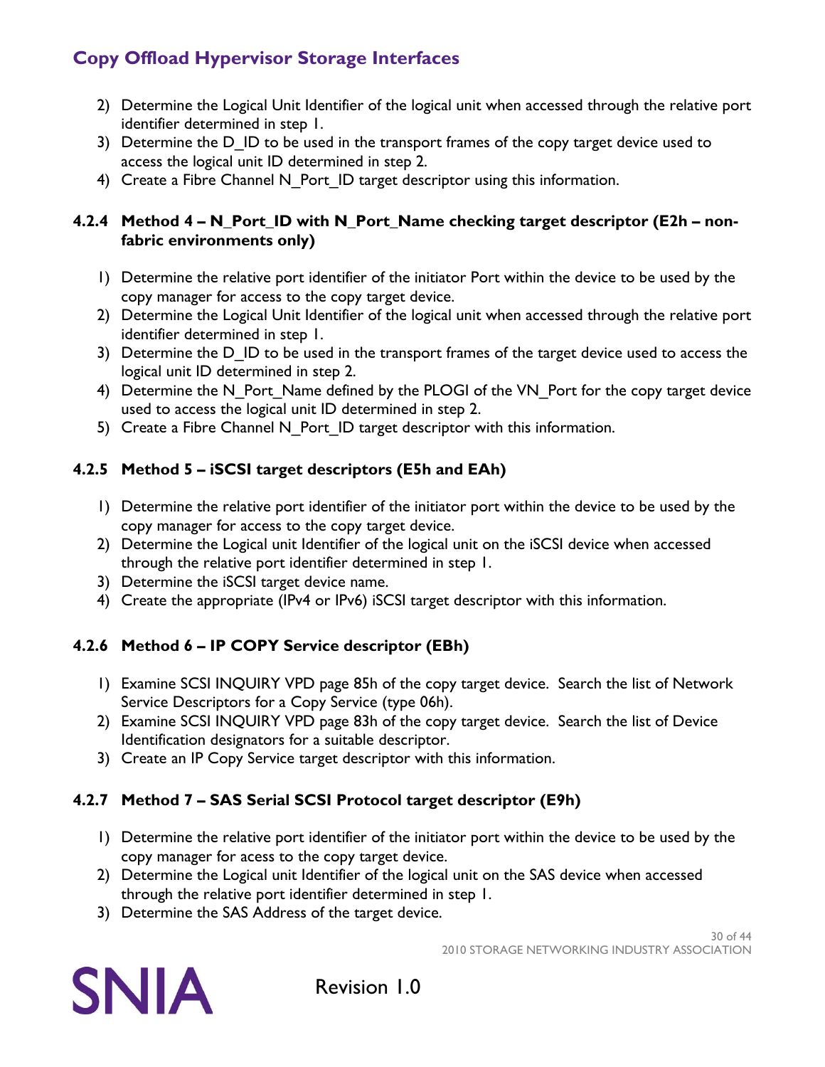2) Determine the Logical Unit Identifier of the logical unit when accessed through the relative port identifier determined in step 1.
3) Determine the D_ID to be used in the transport frames of the copy target device used to access the logical unit ID determined in step 2.
4) Create a Fibre Channel N_Port_ID target descriptor using this information.

### 4.2.4 Method 4 – N_Port_ID with N_Port_Name checking target descriptor (E2h – non-fabric environments only)

1) Determine the relative port identifier of the initiator Port within the device to be used by the copy manager for access to the copy target device.
2) Determine the Logical Unit Identifier of the logical unit when accessed through the relative port identifier determined in step 1.
3) Determine the D_ID to be used in the transport frames of the target device used to access the logical unit ID determined in step 2.
4) Determine the N_Port_Name defined by the PLOGI of the VN_Port for the copy target device used to access the logical unit ID determined in step 2.
5) Create a Fibre Channel N_Port_ID target descriptor with this information.

### 4.2.5 Method 5 – iSCSI target descriptors (E5h and EAh)

1) Determine the relative port identifier of the initiator port within the device to be used by the copy manager for access to the copy target device.
2) Determine the Logical unit Identifier of the logical unit on the iSCSI device when accessed through the relative port identifier determined in step 1.
3) Determine the iSCSI target device name.
4) Create the appropriate (IPv4 or IPv6) iSCSI target descriptor with this information.

### 4.2.6 Method 6 – IP COPY Service descriptor (EBh)

1) Examine SCSI INQUIRY VPD page 85h of the copy target device. Search the list of Network Service Descriptors for a Copy Service (type 06h).
2) Examine SCSI INQUIRY VPD page 83h of the copy target device. Search the list of Device Identification designators for a suitable descriptor.
3) Create an IP Copy Service target descriptor with this information.

### 4.2.7 Method 7 – SAS Serial SCSI Protocol target descriptor (E9h)

1) Determine the relative port identifier of the initiator port within the device to be used by the copy manager for acess to the copy target device.
2) Determine the Logical unit Identifier of the logical unit on the SAS device when accessed through the relative port identifier determined in step 1.
3) Determine the SAS Address of the target device.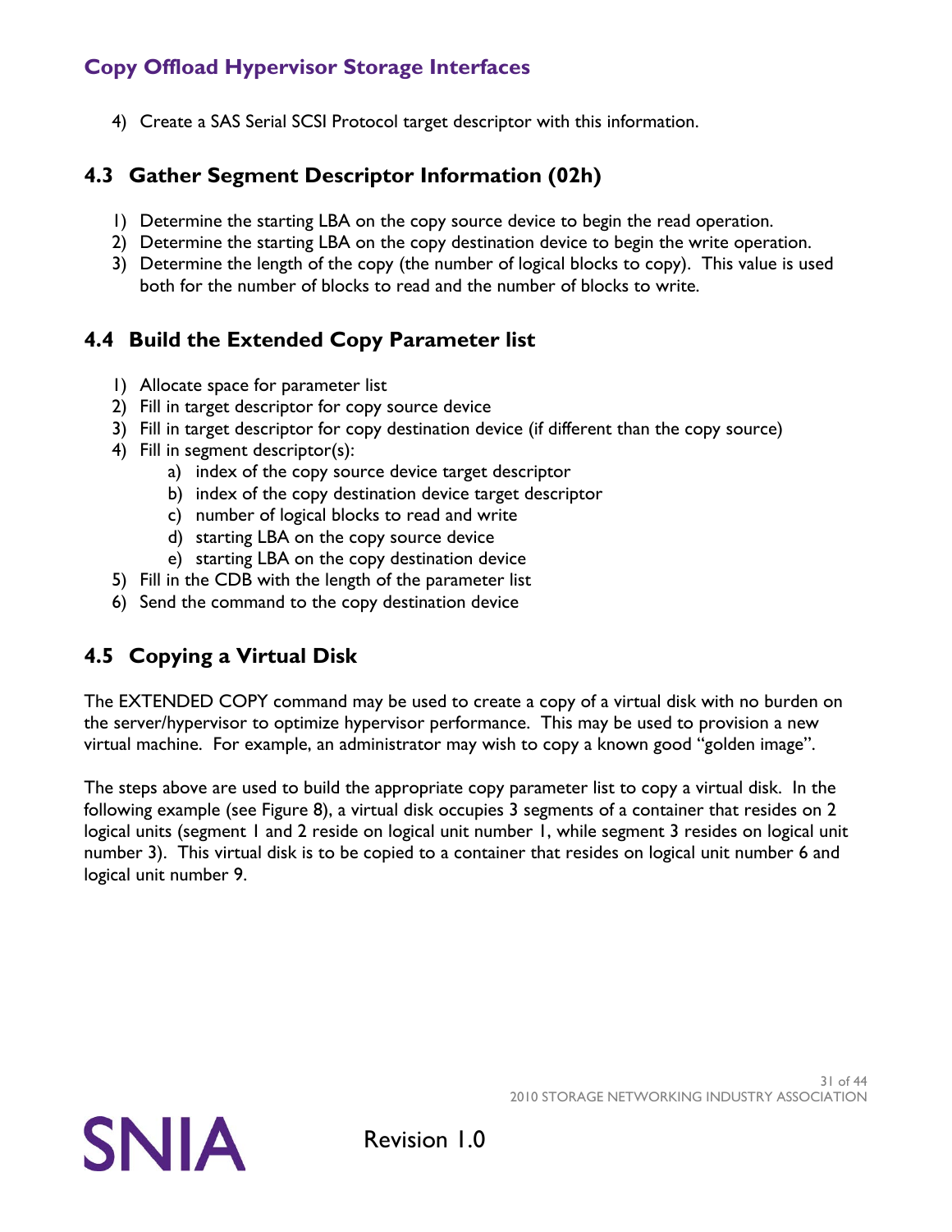4) Create a SAS Serial SCSI Protocol target descriptor with this information.

## 4.3 Gather Segment Descriptor Information (02h)

1) Determine the starting LBA on the copy source device to begin the read operation.
2) Determine the starting LBA on the copy destination device to begin the write operation.
3) Determine the length of the copy (the number of logical blocks to copy). This value is used both for the number of blocks to read and the number of blocks to write.

## 4.4 Build the Extended Copy Parameter list

1) Allocate space for parameter list
2) Fill in target descriptor for copy source device
3) Fill in target descriptor for copy destination device (if different than the copy source)
4) Fill in segment descriptor(s):
    a) index of the copy source device target descriptor
    b) index of the copy destination device target descriptor
    c) number of logical blocks to read and write
    d) starting LBA on the copy source device
    e) starting LBA on the copy destination device
5) Fill in the CDB with the length of the parameter list
6) Send the command to the copy destination device

## 4.5 Copying a Virtual Disk

The EXTENDED COPY command may be used to create a copy of a virtual disk with no burden on the server/hypervisor to optimize hypervisor performance. This may be used to provision a new virtual machine. For example, an administrator may wish to copy a known good "golden image".

The steps above are used to build the appropriate copy parameter list to copy a virtual disk. In the following example (see Figure 8), a virtual disk occupies 3 segments of a container that resides on 2 logical units (segment 1 and 2 reside on logical unit number 1, while segment 3 resides on logical unit number 3). This virtual disk is to be copied to a container that resides on logical unit number 6 and logical unit number 9.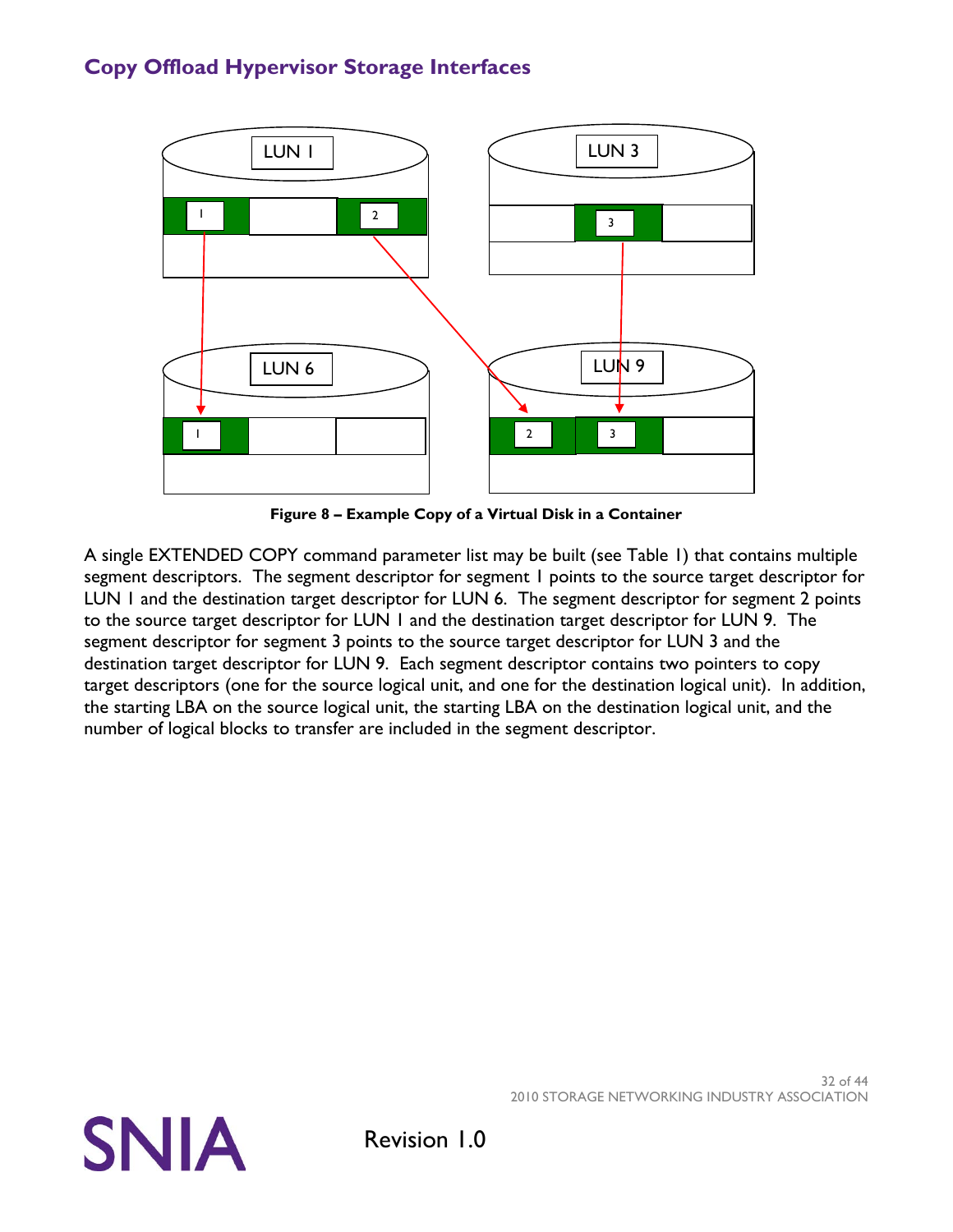## Copy Offload Hypervisor Storage Interfaces

**Figure 8 – Example Copy of a Virtual Disk in a Container**

A single EXTENDED COPY command parameter list may be built (see Table 1) that contains multiple segment descriptors. The segment descriptor for segment 1 points to the source target descriptor for LUN 1 and the destination target descriptor for LUN 6. The segment descriptor for segment 2 points to the source target descriptor for LUN 1 and the destination target descriptor for LUN 9. The segment descriptor for segment 3 points to the source target descriptor for LUN 3 and the destination target descriptor for LUN 9. Each segment descriptor contains two pointers to copy target descriptors (one for the source logical unit, and one for the destination logical unit). In addition, the starting LBA on the source logical unit, the starting LBA on the destination logical unit, and the number of logical blocks to transfer are included in the segment descriptor.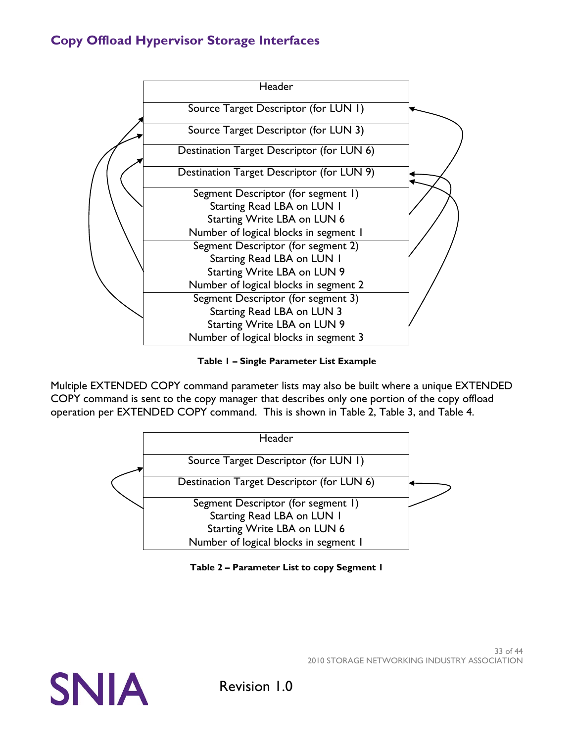| Header |
| --- |
| Source Target Descriptor (for LUN 1) |
| Source Target Descriptor (for LUN 3) |
| Destination Target Descriptor (for LUN 6) |
| Destination Target Descriptor (for LUN 9) |
| Segment Descriptor (for segment 1)<br>Starting Read LBA on LUN 1<br>Starting Write LBA on LUN 6<br>Number of logical blocks in segment 1 |
| Segment Descriptor (for segment 2)<br>Starting Read LBA on LUN 1<br>Starting Write LBA on LUN 9<br>Number of logical blocks in segment 2 |
| Segment Descriptor (for segment 3)<br>Starting Read LBA on LUN 3<br>Starting Write LBA on LUN 9<br>Number of logical blocks in segment 3 |

**Table 1 – Single Parameter List Example**

Multiple EXTENDED COPY command parameter lists may also be built where a unique EXTENDED COPY command is sent to the copy manager that describes only one portion of the copy offload operation per EXTENDED COPY command. This is shown in Table 2, Table 3, and Table 4.

| Header |
| --- |
| Source Target Descriptor (for LUN 1) |
| Destination Target Descriptor (for LUN 6) |
| Segment Descriptor (for segment 1)<br>Starting Read LBA on LUN 1<br>Starting Write LBA on LUN 6<br>Number of logical blocks in segment 1 |

**Table 2 – Parameter List to copy Segment 1**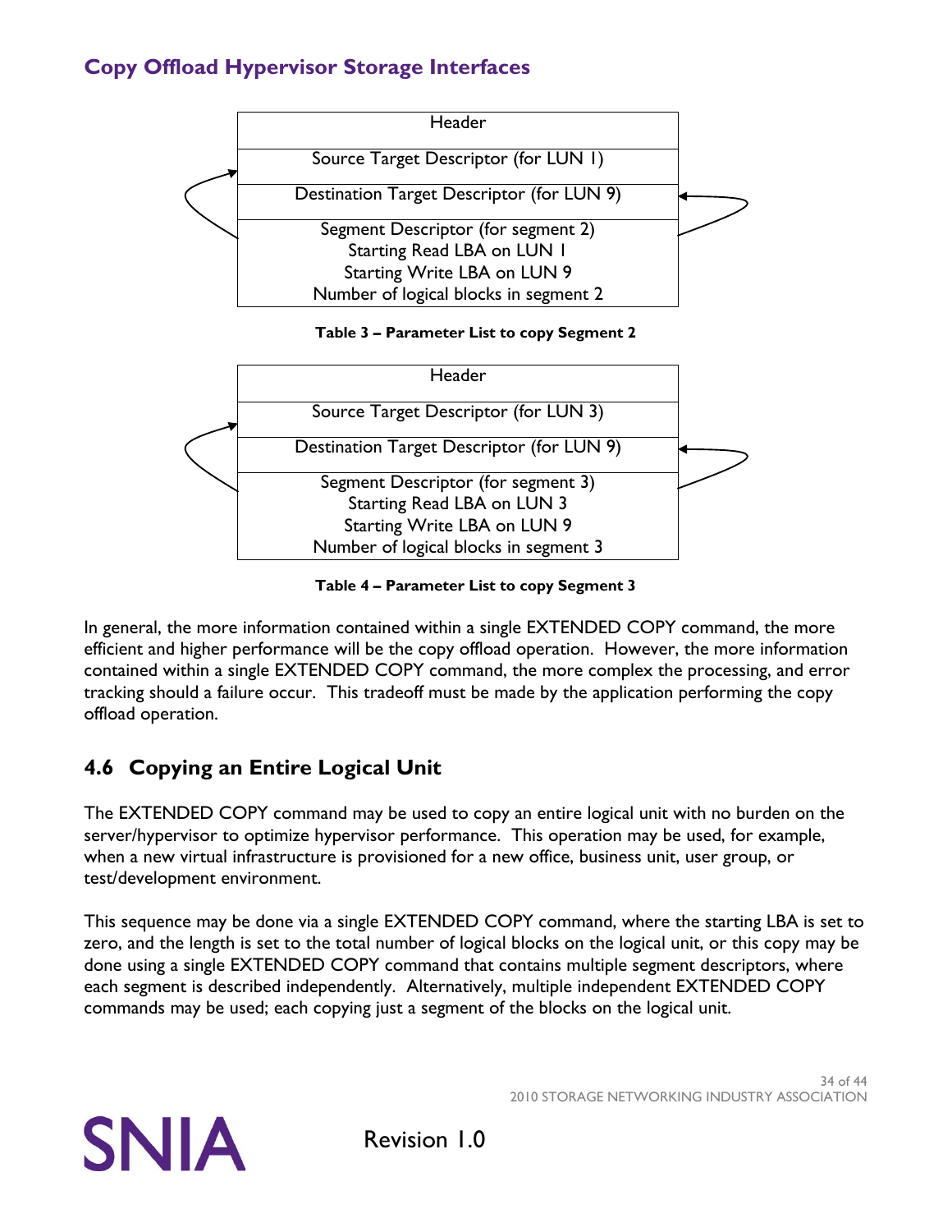| Header |
| --- |
| Source Target Descriptor (for LUN 1) |
| Destination Target Descriptor (for LUN 9) |
| Segment Descriptor (for segment 2)<br>Starting Read LBA on LUN 1<br>Starting Write LBA on LUN 9<br>Number of logical blocks in segment 2 |

**Table 3 – Parameter List to copy Segment 2**

| Header |
| --- |
| Source Target Descriptor (for LUN 3) |
| Destination Target Descriptor (for LUN 9) |
| Segment Descriptor (for segment 3)<br>Starting Read LBA on LUN 3<br>Starting Write LBA on LUN 9<br>Number of logical blocks in segment 3 |

**Table 4 – Parameter List to copy Segment 3**

In general, the more information contained within a single EXTENDED COPY command, the more efficient and higher performance will be the copy offload operation. However, the more information contained within a single EXTENDED COPY command, the more complex the processing, and error tracking should a failure occur. This tradeoff must be made by the application performing the copy offload operation.

## 4.6 Copying an Entire Logical Unit

The EXTENDED COPY command may be used to copy an entire logical unit with no burden on the server/hypervisor to optimize hypervisor performance. This operation may be used, for example, when a new virtual infrastructure is provisioned for a new office, business unit, user group, or test/development environment.

This sequence may be done via a single EXTENDED COPY command, where the starting LBA is set to zero, and the length is set to the total number of logical blocks on the logical unit, or this copy may be done using a single EXTENDED COPY command that contains multiple segment descriptors, where each segment is described independently. Alternatively, multiple independent EXTENDED COPY commands may be used; each copying just a segment of the blocks on the logical unit.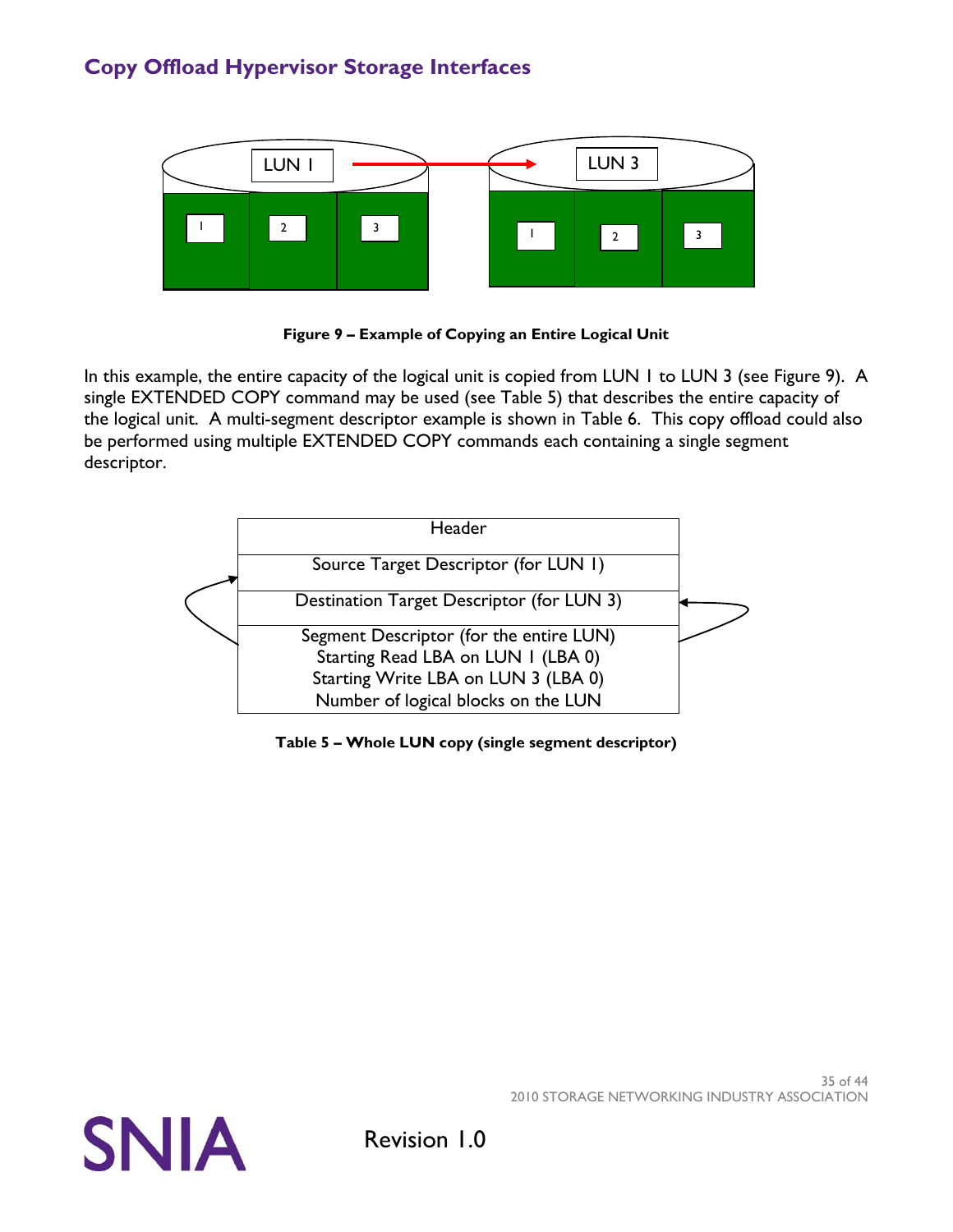## Copy Offload Hypervisor Storage Interfaces

**Figure 9 – Example of Copying an Entire Logical Unit**

In this example, the entire capacity of the logical unit is copied from LUN 1 to LUN 3 (see Figure 9). A single EXTENDED COPY command may be used (see Table 5) that describes the entire capacity of the logical unit. A multi-segment descriptor example is shown in Table 6. This copy offload could also be performed using multiple EXTENDED COPY commands each containing a single segment descriptor.

| Header |
|---|
| Source Target Descriptor (for LUN 1) |
| Destination Target Descriptor (for LUN 3) |
| Segment Descriptor (for the entire LUN)<br>Starting Read LBA on LUN 1 (LBA 0)<br>Starting Write LBA on LUN 3 (LBA 0)<br>Number of logical blocks on the LUN |

**Table 5 – Whole LUN copy (single segment descriptor)**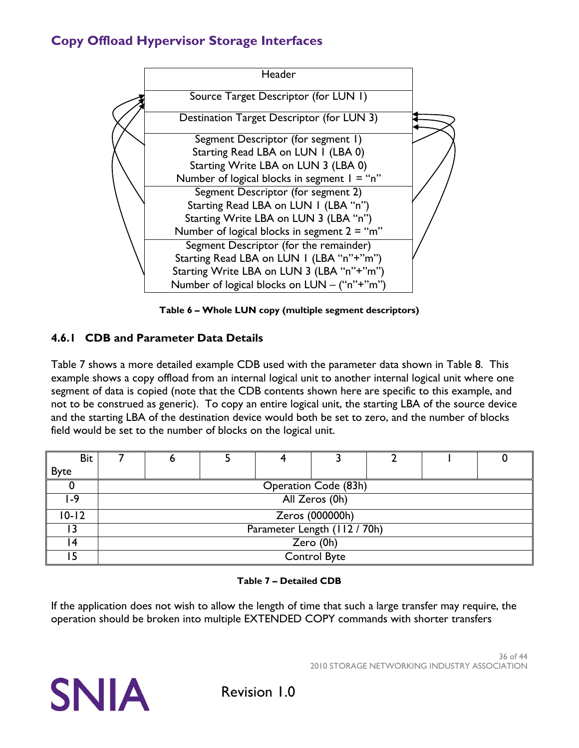| Header |
|---|
| Source Target Descriptor (for LUN 1) |
| Destination Target Descriptor (for LUN 3) |
| Segment Descriptor (for segment 1)<br>Starting Read LBA on LUN 1 (LBA 0)<br>Starting Write LBA on LUN 3 (LBA 0)<br>Number of logical blocks in segment 1 = "n" |
| Segment Descriptor (for segment 2)<br>Starting Read LBA on LUN 1 (LBA "n")<br>Starting Write LBA on LUN 3 (LBA "n")<br>Number of logical blocks in segment 2 = "m" |
| Segment Descriptor (for the remainder)<br>Starting Read LBA on LUN 1 (LBA "n"+"m")<br>Starting Write LBA on LUN 3 (LBA "n"+"m")<br>Number of logical blocks on LUN – ("n"+"m") |

**Table 6 – Whole LUN copy (multiple segment descriptors)**

### 4.6.1 CDB and Parameter Data Details

Table 7 shows a more detailed example CDB used with the parameter data shown in Table 8. This example shows a copy offload from an internal logical unit to another internal logical unit where one segment of data is copied (note that the CDB contents shown here are specific to this example, and not to be construed as generic). To copy an entire logical unit, the starting LBA of the source device and the starting LBA of the destination device would both be set to zero, and the number of blocks field would be set to the number of blocks on the logical unit.

| Byte \ Bit | 7 | 6 | 5 | 4 | 3 | 2 | 1 | 0 |
|---|---|---|---|---|---|---|---|---|
| 0 | Operation Code (83h) | | | | | | | |
| 1-9 | All Zeros (0h) | | | | | | | |
| 10-12 | Zeros (000000h) | | | | | | | |
| 13 | Parameter Length (112 / 70h) | | | | | | | |
| 14 | Zero (0h) | | | | | | | |
| 15 | Control Byte | | | | | | | |

**Table 7 – Detailed CDB**

If the application does not wish to allow the length of time that such a large transfer may require, the operation should be broken into multiple EXTENDED COPY commands with shorter transfers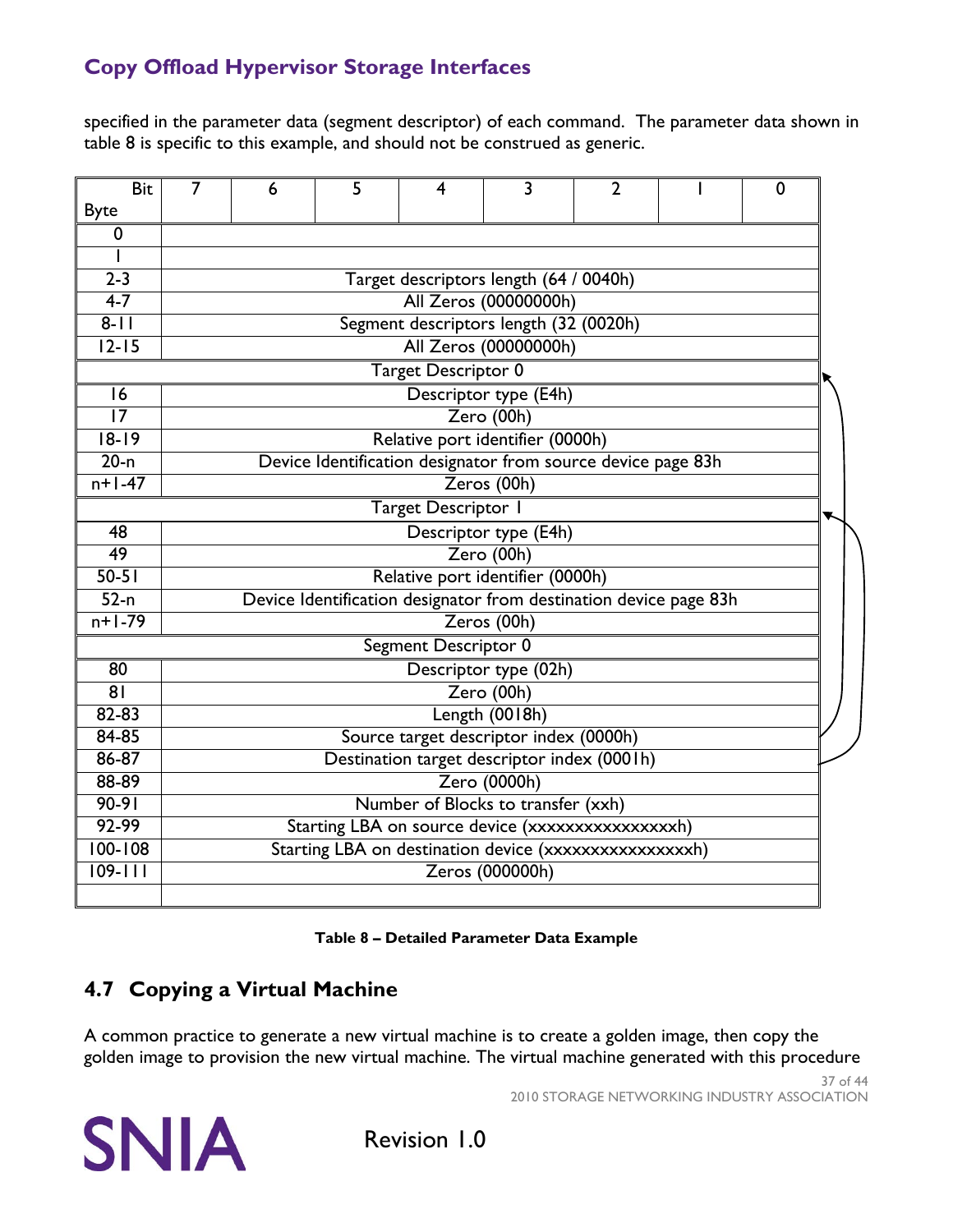specified in the parameter data (segment descriptor) of each command. The parameter data shown in table 8 is specific to this example, and should not be construed as generic.

| Byte \ Bit | 7 | 6 | 5 | 4 | 3 | 2 | 1 | 0 |
|---|---|---|---|---|---|---|---|---|
| 0 | | | | | | | | |
| 1 | | | | | | | | |
| 2-3 | Target descriptors length (64 / 0040h) | | | | | | | |
| 4-7 | All Zeros (00000000h) | | | | | | | |
| 8-11 | Segment descriptors length (32 (0020h) | | | | | | | |
| 12-15 | All Zeros (00000000h) | | | | | | | |
| Target Descriptor 0 | | | | | | | | |
| 16 | Descriptor type (E4h) | | | | | | | |
| 17 | Zero (00h) | | | | | | | |
| 18-19 | Relative port identifier (0000h) | | | | | | | |
| 20-n | Device Identification designator from source device page 83h | | | | | | | |
| n+1-47 | Zeros (00h) | | | | | | | |
| Target Descriptor 1 | | | | | | | | |
| 48 | Descriptor type (E4h) | | | | | | | |
| 49 | Zero (00h) | | | | | | | |
| 50-51 | Relative port identifier (0000h) | | | | | | | |
| 52-n | Device Identification designator from destination device page 83h | | | | | | | |
| n+1-79 | Zeros (00h) | | | | | | | |
| Segment Descriptor 0 | | | | | | | | |
| 80 | Descriptor type (02h) | | | | | | | |
| 81 | Zero (00h) | | | | | | | |
| 82-83 | Length (0018h) | | | | | | | |
| 84-85 | Source target descriptor index (0000h) | | | | | | | |
| 86-87 | Destination target descriptor index (0001h) | | | | | | | |
| 88-89 | Zero (0000h) | | | | | | | |
| 90-91 | Number of Blocks to transfer (xxh) | | | | | | | |
| 92-99 | Starting LBA on source device (xxxxxxxxxxxxxxxxh) | | | | | | | |
| 100-108 | Starting LBA on destination device (xxxxxxxxxxxxxxxxh) | | | | | | | |
| 109-111 | Zeros (000000h) | | | | | | | |
| | | | | | | | | |

**Table 8 – Detailed Parameter Data Example**

## 4.7 Copying a Virtual Machine

A common practice to generate a new virtual machine is to create a golden image, then copy the golden image to provision the new virtual machine. The virtual machine generated with this procedure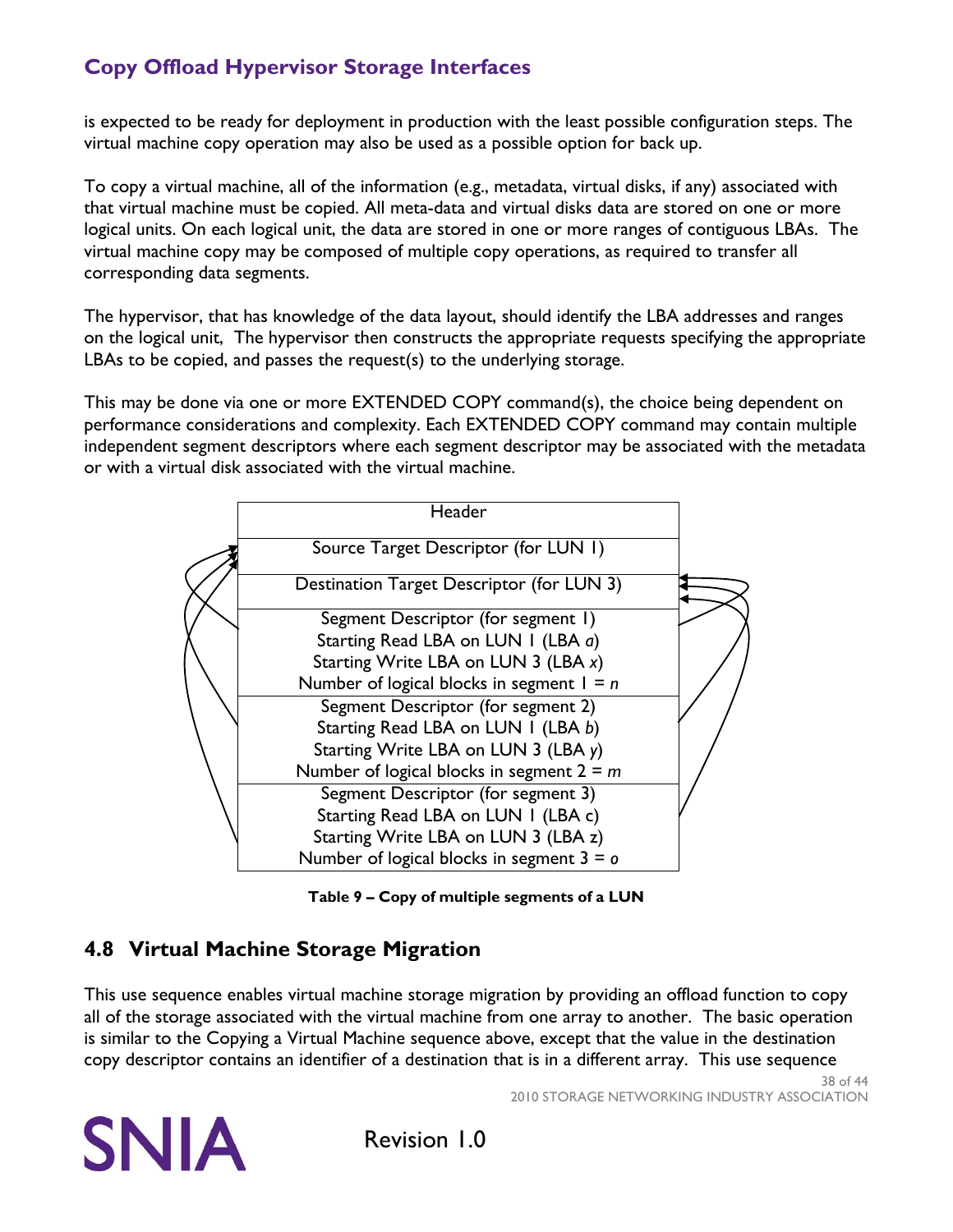is expected to be ready for deployment in production with the least possible configuration steps. The virtual machine copy operation may also be used as a possible option for back up.

To copy a virtual machine, all of the information (e.g., metadata, virtual disks, if any) associated with that virtual machine must be copied. All meta-data and virtual disks data are stored on one or more logical units. On each logical unit, the data are stored in one or more ranges of contiguous LBAs. The virtual machine copy may be composed of multiple copy operations, as required to transfer all corresponding data segments.

The hypervisor, that has knowledge of the data layout, should identify the LBA addresses and ranges on the logical unit, The hypervisor then constructs the appropriate requests specifying the appropriate LBAs to be copied, and passes the request(s) to the underlying storage.

This may be done via one or more EXTENDED COPY command(s), the choice being dependent on performance considerations and complexity. Each EXTENDED COPY command may contain multiple independent segment descriptors where each segment descriptor may be associated with the metadata or with a virtual disk associated with the virtual machine.

| Header |
| --- |
| Source Target Descriptor (for LUN 1) |
| Destination Target Descriptor (for LUN 3) |
| Segment Descriptor (for segment 1)<br>Starting Read LBA on LUN 1 (LBA *a*)<br>Starting Write LBA on LUN 3 (LBA *x*)<br>Number of logical blocks in segment 1 = *n* |
| Segment Descriptor (for segment 2)<br>Starting Read LBA on LUN 1 (LBA *b*)<br>Starting Write LBA on LUN 3 (LBA *y*)<br>Number of logical blocks in segment 2 = *m* |
| Segment Descriptor (for segment 3)<br>Starting Read LBA on LUN 1 (LBA c)<br>Starting Write LBA on LUN 3 (LBA z)<br>Number of logical blocks in segment 3 = *o* |

**Table 9 – Copy of multiple segments of a LUN**

## 4.8 Virtual Machine Storage Migration

This use sequence enables virtual machine storage migration by providing an offload function to copy all of the storage associated with the virtual machine from one array to another. The basic operation is similar to the Copying a Virtual Machine sequence above, except that the value in the destination copy descriptor contains an identifier of a destination that is in a different array. This use sequence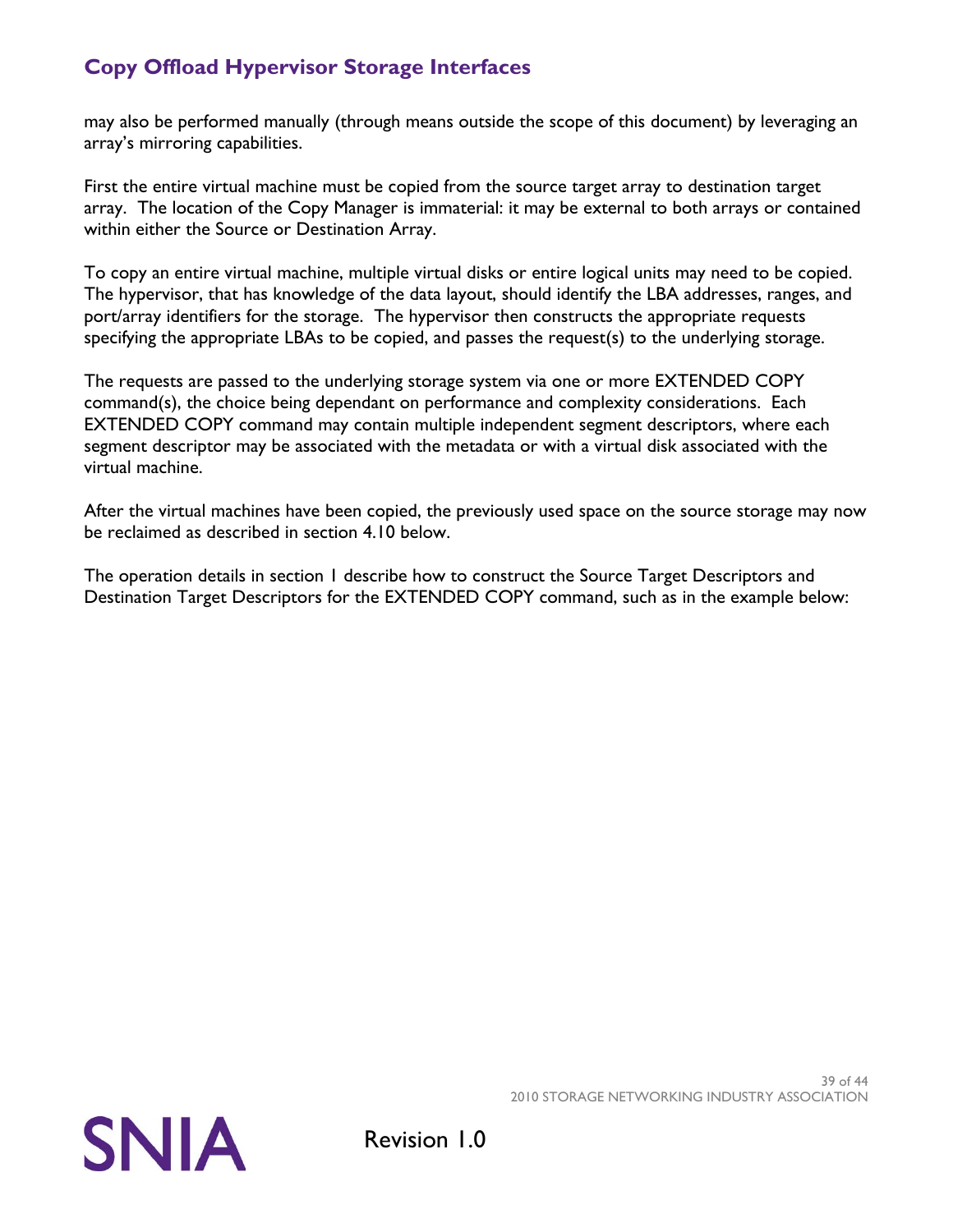may also be performed manually (through means outside the scope of this document) by leveraging an array's mirroring capabilities.

First the entire virtual machine must be copied from the source target array to destination target array. The location of the Copy Manager is immaterial: it may be external to both arrays or contained within either the Source or Destination Array.

To copy an entire virtual machine, multiple virtual disks or entire logical units may need to be copied. The hypervisor, that has knowledge of the data layout, should identify the LBA addresses, ranges, and port/array identifiers for the storage. The hypervisor then constructs the appropriate requests specifying the appropriate LBAs to be copied, and passes the request(s) to the underlying storage.

The requests are passed to the underlying storage system via one or more EXTENDED COPY command(s), the choice being dependant on performance and complexity considerations. Each EXTENDED COPY command may contain multiple independent segment descriptors, where each segment descriptor may be associated with the metadata or with a virtual disk associated with the virtual machine.

After the virtual machines have been copied, the previously used space on the source storage may now be reclaimed as described in section 4.10 below.

The operation details in section 1 describe how to construct the Source Target Descriptors and Destination Target Descriptors for the EXTENDED COPY command, such as in the example below: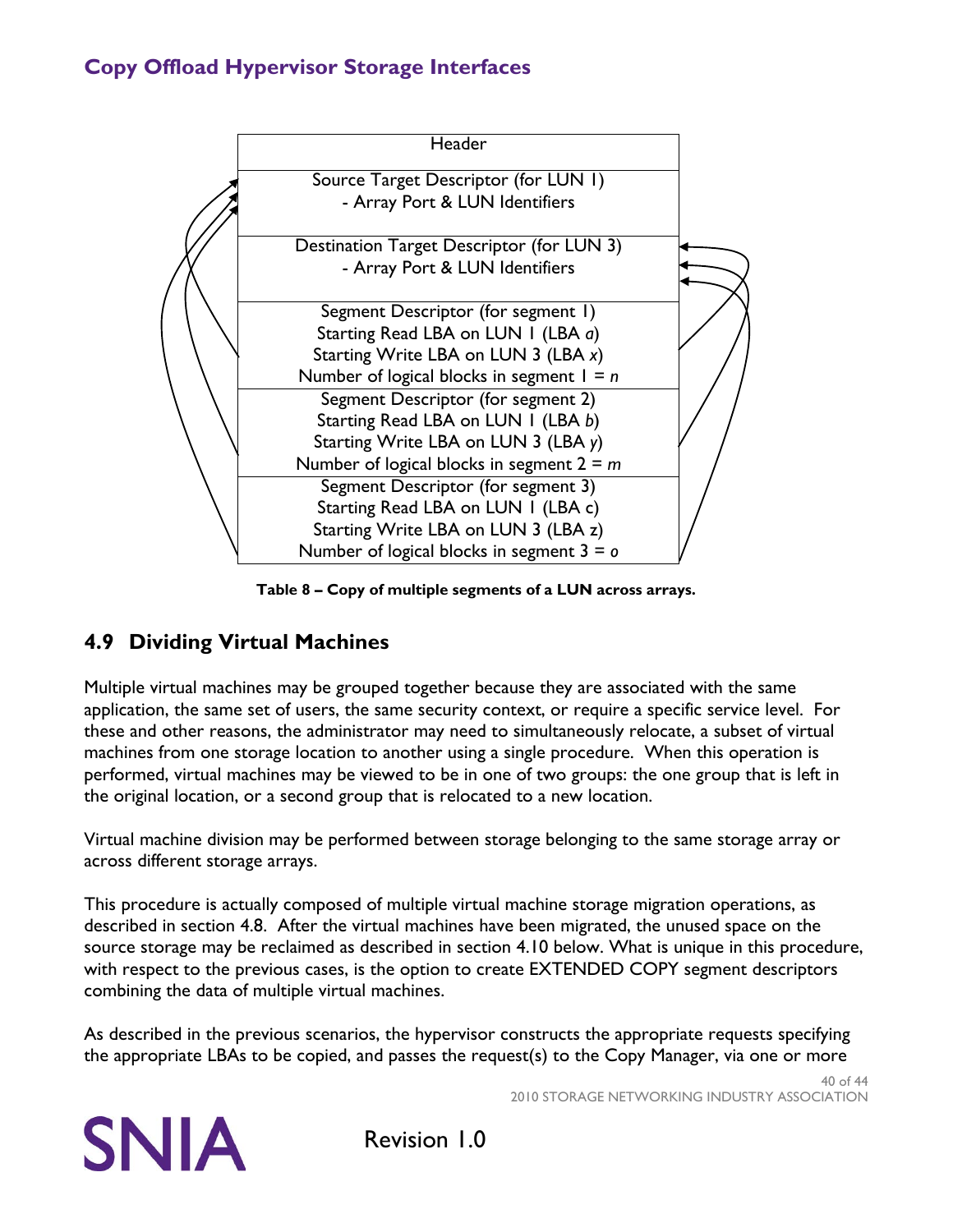| Header |
| --- |
| Source Target Descriptor (for LUN 1)<br>- Array Port & LUN Identifiers |
| Destination Target Descriptor (for LUN 3)<br>- Array Port & LUN Identifiers |
| Segment Descriptor (for segment 1)<br>Starting Read LBA on LUN 1 (LBA *a*)<br>Starting Write LBA on LUN 3 (LBA *x*)<br>Number of logical blocks in segment 1 = *n* |
| Segment Descriptor (for segment 2)<br>Starting Read LBA on LUN 1 (LBA *b*)<br>Starting Write LBA on LUN 3 (LBA *y*)<br>Number of logical blocks in segment 2 = *m* |
| Segment Descriptor (for segment 3)<br>Starting Read LBA on LUN 1 (LBA c)<br>Starting Write LBA on LUN 3 (LBA z)<br>Number of logical blocks in segment 3 = *o* |

**Table 8 – Copy of multiple segments of a LUN across arrays.**

## 4.9 Dividing Virtual Machines

Multiple virtual machines may be grouped together because they are associated with the same application, the same set of users, the same security context, or require a specific service level. For these and other reasons, the administrator may need to simultaneously relocate, a subset of virtual machines from one storage location to another using a single procedure. When this operation is performed, virtual machines may be viewed to be in one of two groups: the one group that is left in the original location, or a second group that is relocated to a new location.

Virtual machine division may be performed between storage belonging to the same storage array or across different storage arrays.

This procedure is actually composed of multiple virtual machine storage migration operations, as described in section 4.8. After the virtual machines have been migrated, the unused space on the source storage may be reclaimed as described in section 4.10 below. What is unique in this procedure, with respect to the previous cases, is the option to create EXTENDED COPY segment descriptors combining the data of multiple virtual machines.

As described in the previous scenarios, the hypervisor constructs the appropriate requests specifying the appropriate LBAs to be copied, and passes the request(s) to the Copy Manager, via one or more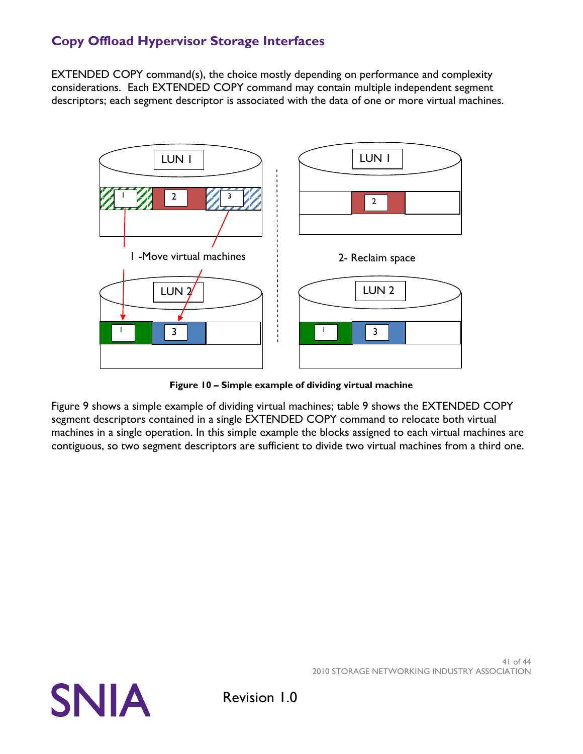EXTENDED COPY command(s), the choice mostly depending on performance and complexity considerations. Each EXTENDED COPY command may contain multiple independent segment descriptors; each segment descriptor is associated with the data of one or more virtual machines.

**Figure 10 – Simple example of dividing virtual machine**

Figure 9 shows a simple example of dividing virtual machines; table 9 shows the EXTENDED COPY segment descriptors contained in a single EXTENDED COPY command to relocate both virtual machines in a single operation. In this simple example the blocks assigned to each virtual machines are contiguous, so two segment descriptors are sufficient to divide two virtual machines from a third one.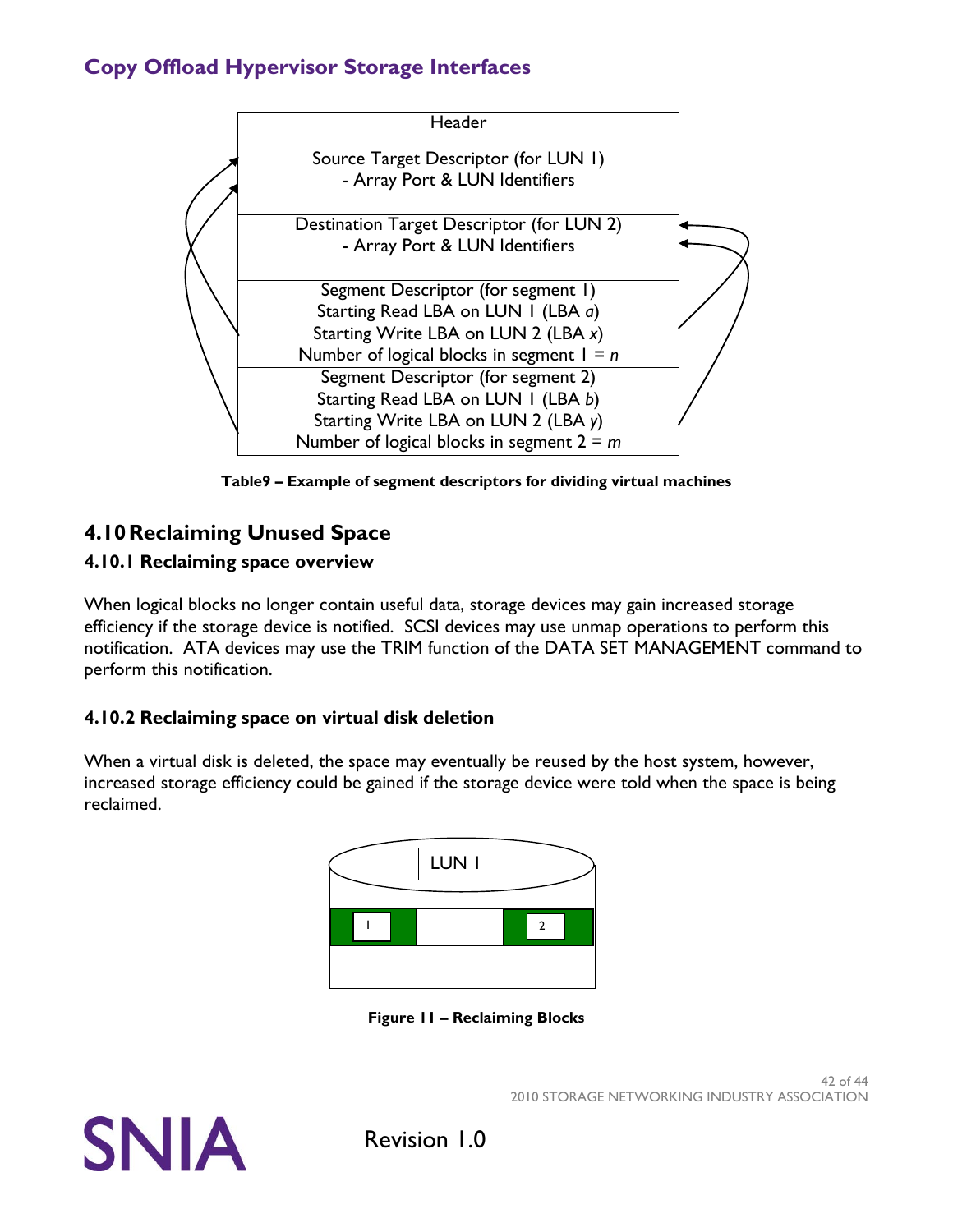## Copy Offload Hypervisor Storage Interfaces

| Header |
|---|
| Source Target Descriptor (for LUN 1)<br>- Array Port & LUN Identifiers |
| Destination Target Descriptor (for LUN 2)<br>- Array Port & LUN Identifiers |
| Segment Descriptor (for segment 1)<br>Starting Read LBA on LUN 1 (LBA *a*)<br>Starting Write LBA on LUN 2 (LBA *x*)<br>Number of logical blocks in segment 1 = *n* |
| Segment Descriptor (for segment 2)<br>Starting Read LBA on LUN 1 (LBA *b*)<br>Starting Write LBA on LUN 2 (LBA *y*)<br>Number of logical blocks in segment 2 = *m* |

**Table9 – Example of segment descriptors for dividing virtual machines**

## 4.10 Reclaiming Unused Space

### 4.10.1 Reclaiming space overview

When logical blocks no longer contain useful data, storage devices may gain increased storage efficiency if the storage device is notified. SCSI devices may use unmap operations to perform this notification. ATA devices may use the TRIM function of the DATA SET MANAGEMENT command to perform this notification.

### 4.10.2 Reclaiming space on virtual disk deletion

When a virtual disk is deleted, the space may eventually be reused by the host system, however, increased storage efficiency could be gained if the storage device were told when the space is being reclaimed.

LUN 1

1 2

**Figure 11 – Reclaiming Blocks**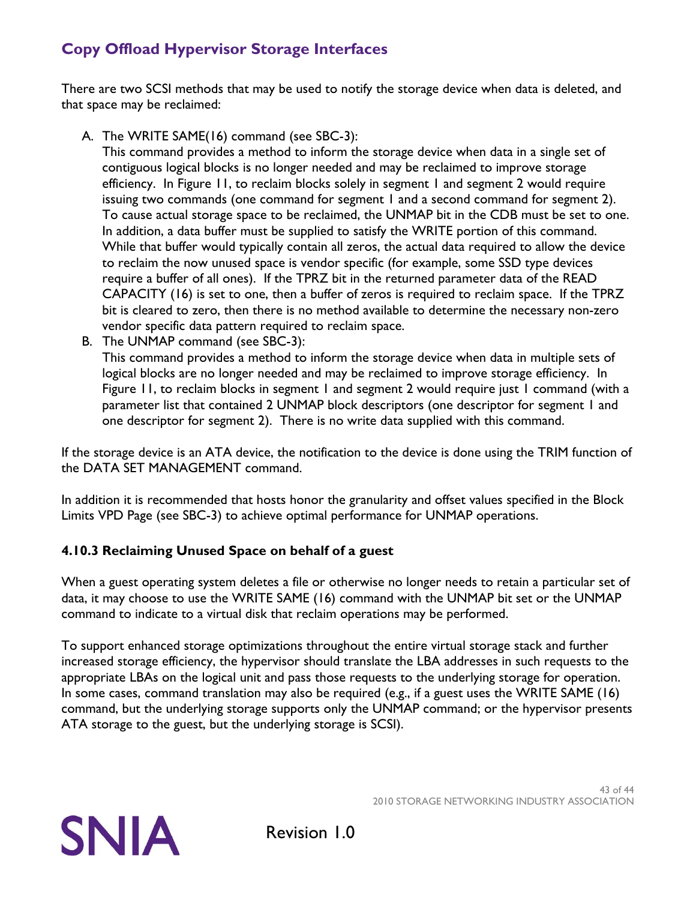There are two SCSI methods that may be used to notify the storage device when data is deleted, and that space may be reclaimed:

A. The WRITE SAME(16) command (see SBC-3):
   This command provides a method to inform the storage device when data in a single set of contiguous logical blocks is no longer needed and may be reclaimed to improve storage efficiency. In Figure 11, to reclaim blocks solely in segment 1 and segment 2 would require issuing two commands (one command for segment 1 and a second command for segment 2). To cause actual storage space to be reclaimed, the UNMAP bit in the CDB must be set to one. In addition, a data buffer must be supplied to satisfy the WRITE portion of this command. While that buffer would typically contain all zeros, the actual data required to allow the device to reclaim the now unused space is vendor specific (for example, some SSD type devices require a buffer of all ones). If the TPRZ bit in the returned parameter data of the READ CAPACITY (16) is set to one, then a buffer of zeros is required to reclaim space. If the TPRZ bit is cleared to zero, then there is no method available to determine the necessary non-zero vendor specific data pattern required to reclaim space.
B. The UNMAP command (see SBC-3):
   This command provides a method to inform the storage device when data in multiple sets of logical blocks are no longer needed and may be reclaimed to improve storage efficiency. In Figure 11, to reclaim blocks in segment 1 and segment 2 would require just 1 command (with a parameter list that contained 2 UNMAP block descriptors (one descriptor for segment 1 and one descriptor for segment 2). There is no write data supplied with this command.

If the storage device is an ATA device, the notification to the device is done using the TRIM function of the DATA SET MANAGEMENT command.

In addition it is recommended that hosts honor the granularity and offset values specified in the Block Limits VPD Page (see SBC-3) to achieve optimal performance for UNMAP operations.

### 4.10.3 Reclaiming Unused Space on behalf of a guest

When a guest operating system deletes a file or otherwise no longer needs to retain a particular set of data, it may choose to use the WRITE SAME (16) command with the UNMAP bit set or the UNMAP command to indicate to a virtual disk that reclaim operations may be performed.

To support enhanced storage optimizations throughout the entire virtual storage stack and further increased storage efficiency, the hypervisor should translate the LBA addresses in such requests to the appropriate LBAs on the logical unit and pass those requests to the underlying storage for operation. In some cases, command translation may also be required (e.g., if a guest uses the WRITE SAME (16) command, but the underlying storage supports only the UNMAP command; or the hypervisor presents ATA storage to the guest, but the underlying storage is SCSI).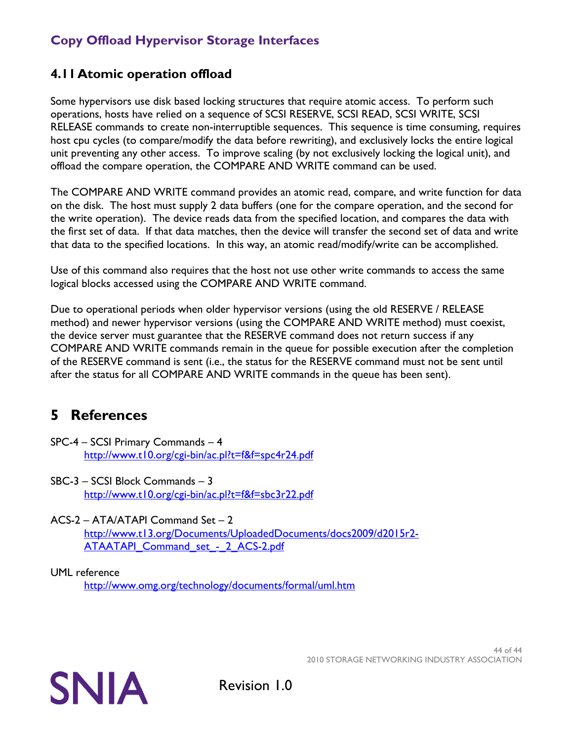## 4.11 Atomic operation offload

Some hypervisors use disk based locking structures that require atomic access. To perform such operations, hosts have relied on a sequence of SCSI RESERVE, SCSI READ, SCSI WRITE, SCSI RELEASE commands to create non-interruptible sequences. This sequence is time consuming, requires host cpu cycles (to compare/modify the data before rewriting), and exclusively locks the entire logical unit preventing any other access. To improve scaling (by not exclusively locking the logical unit), and offload the compare operation, the COMPARE AND WRITE command can be used.

The COMPARE AND WRITE command provides an atomic read, compare, and write function for data on the disk. The host must supply 2 data buffers (one for the compare operation, and the second for the write operation). The device reads data from the specified location, and compares the data with the first set of data. If that data matches, then the device will transfer the second set of data and write that data to the specified locations. In this way, an atomic read/modify/write can be accomplished.

Use of this command also requires that the host not use other write commands to access the same logical blocks accessed using the COMPARE AND WRITE command.

Due to operational periods when older hypervisor versions (using the old RESERVE / RELEASE method) and newer hypervisor versions (using the COMPARE AND WRITE method) must coexist, the device server must guarantee that the RESERVE command does not return success if any COMPARE AND WRITE commands remain in the queue for possible execution after the completion of the RESERVE command is sent (i.e., the status for the RESERVE command must not be sent until after the status for all COMPARE AND WRITE commands in the queue has been sent).

# 5 References

SPC-4 – SCSI Primary Commands – 4
    http://www.t10.org/cgi-bin/ac.pl?t=f&f=spc4r24.pdf

SBC-3 – SCSI Block Commands – 3
    http://www.t10.org/cgi-bin/ac.pl?t=f&f=sbc3r22.pdf

ACS-2 – ATA/ATAPI Command Set – 2
    http://www.t13.org/Documents/UploadedDocuments/docs2009/d2015r2-ATAATAPI_Command_set_-_2_ACS-2.pdf

UML reference
    http://www.omg.org/technology/documents/formal/uml.htm